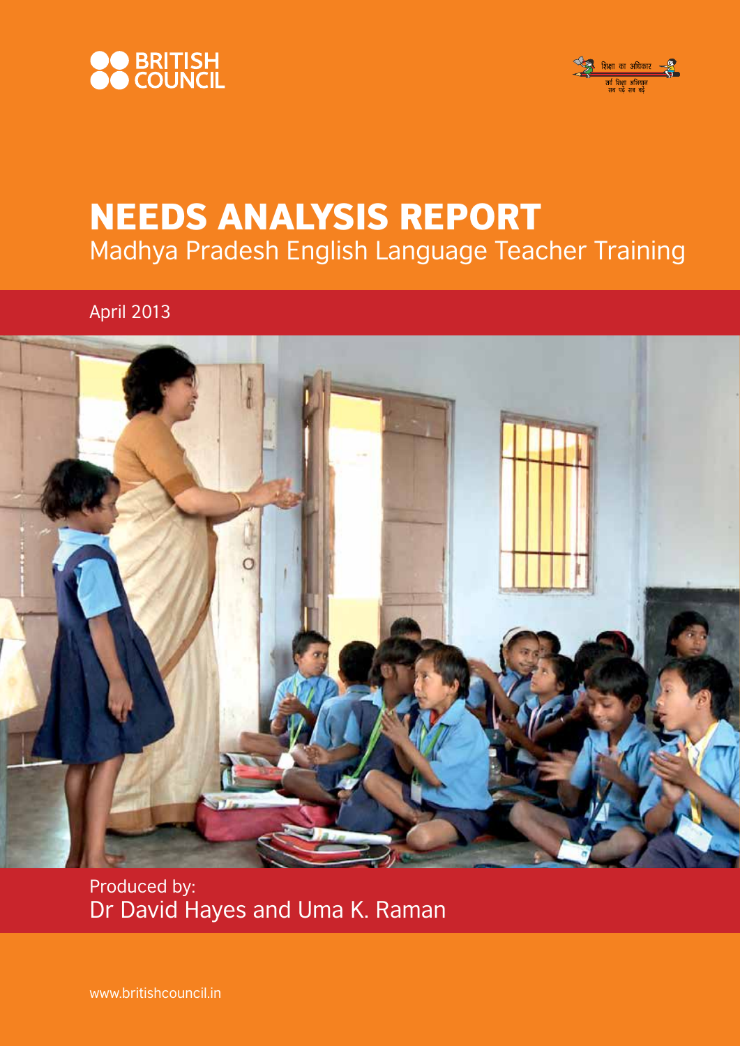BRITISH COUNCIL

शिक्षा का अधिकार

सर्व शिक्षा अभियान
सब पढ़ें सब बढ़ें

# NEEDS ANALYSIS REPORT

## Madhya Pradesh English Language Teacher Training

April 2013

Produced by:
Dr David Hayes and Uma K. Raman

www.britishcouncil.in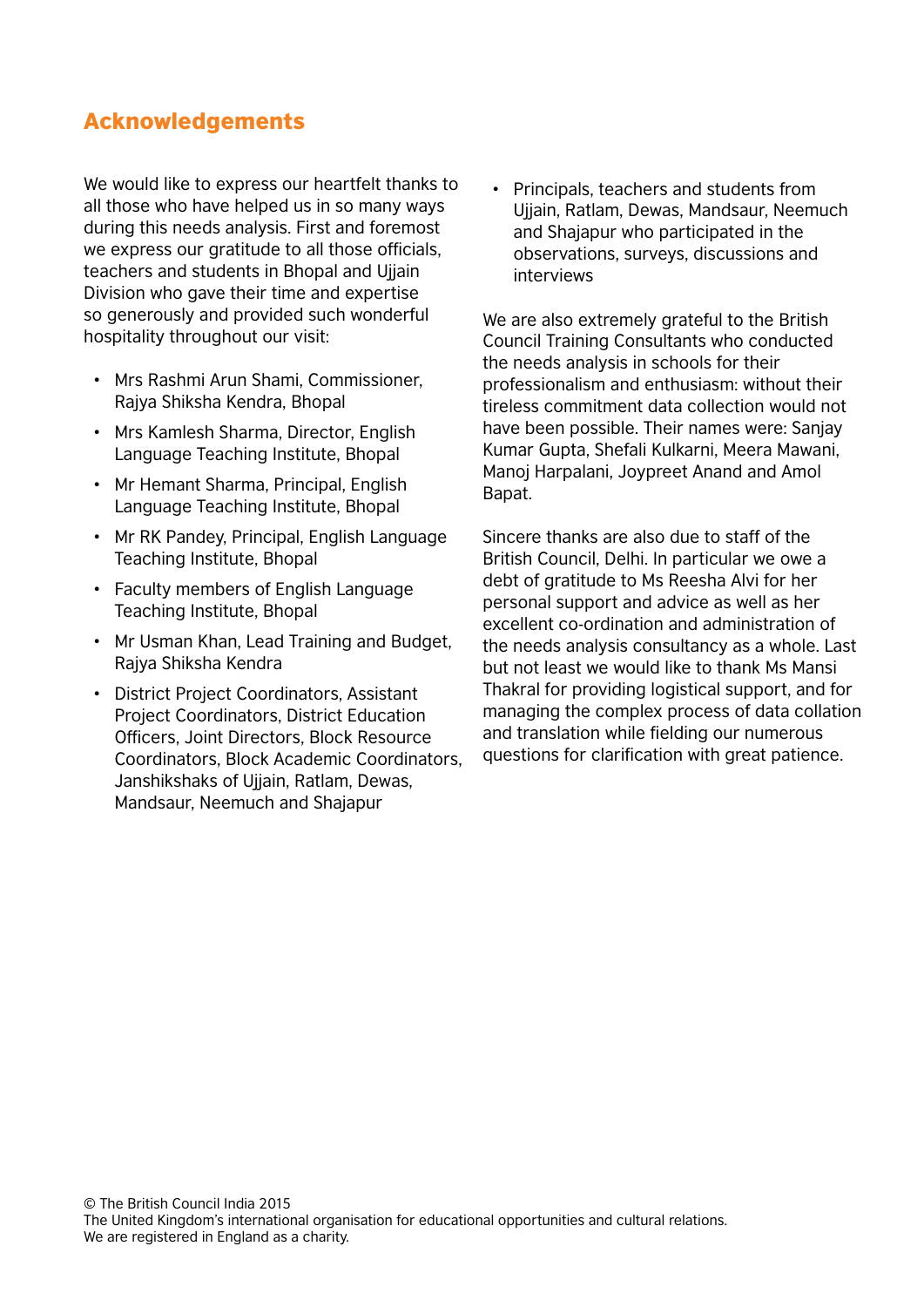## Acknowledgements

We would like to express our heartfelt thanks to all those who have helped us in so many ways during this needs analysis. First and foremost we express our gratitude to all those officials, teachers and students in Bhopal and Ujjain Division who gave their time and expertise so generously and provided such wonderful hospitality throughout our visit:

- Mrs Rashmi Arun Shami, Commissioner, Rajya Shiksha Kendra, Bhopal
- Mrs Kamlesh Sharma, Director, English Language Teaching Institute, Bhopal
- Mr Hemant Sharma, Principal, English Language Teaching Institute, Bhopal
- Mr RK Pandey, Principal, English Language Teaching Institute, Bhopal
- Faculty members of English Language Teaching Institute, Bhopal
- Mr Usman Khan, Lead Training and Budget, Rajya Shiksha Kendra
- District Project Coordinators, Assistant Project Coordinators, District Education Officers, Joint Directors, Block Resource Coordinators, Block Academic Coordinators, Janshikshaks of Ujjain, Ratlam, Dewas, Mandsaur, Neemuch and Shajapur
- Principals, teachers and students from Ujjain, Ratlam, Dewas, Mandsaur, Neemuch and Shajapur who participated in the observations, surveys, discussions and interviews

We are also extremely grateful to the British Council Training Consultants who conducted the needs analysis in schools for their professionalism and enthusiasm: without their tireless commitment data collection would not have been possible. Their names were: Sanjay Kumar Gupta, Shefali Kulkarni, Meera Mawani, Manoj Harpalani, Joypreet Anand and Amol Bapat.

Sincere thanks are also due to staff of the British Council, Delhi. In particular we owe a debt of gratitude to Ms Reesha Alvi for her personal support and advice as well as her excellent co-ordination and administration of the needs analysis consultancy as a whole. Last but not least we would like to thank Ms Mansi Thakral for providing logistical support, and for managing the complex process of data collation and translation while fielding our numerous questions for clarification with great patience.

© The British Council India 2015
The United Kingdom's international organisation for educational opportunities and cultural relations.
We are registered in England as a charity.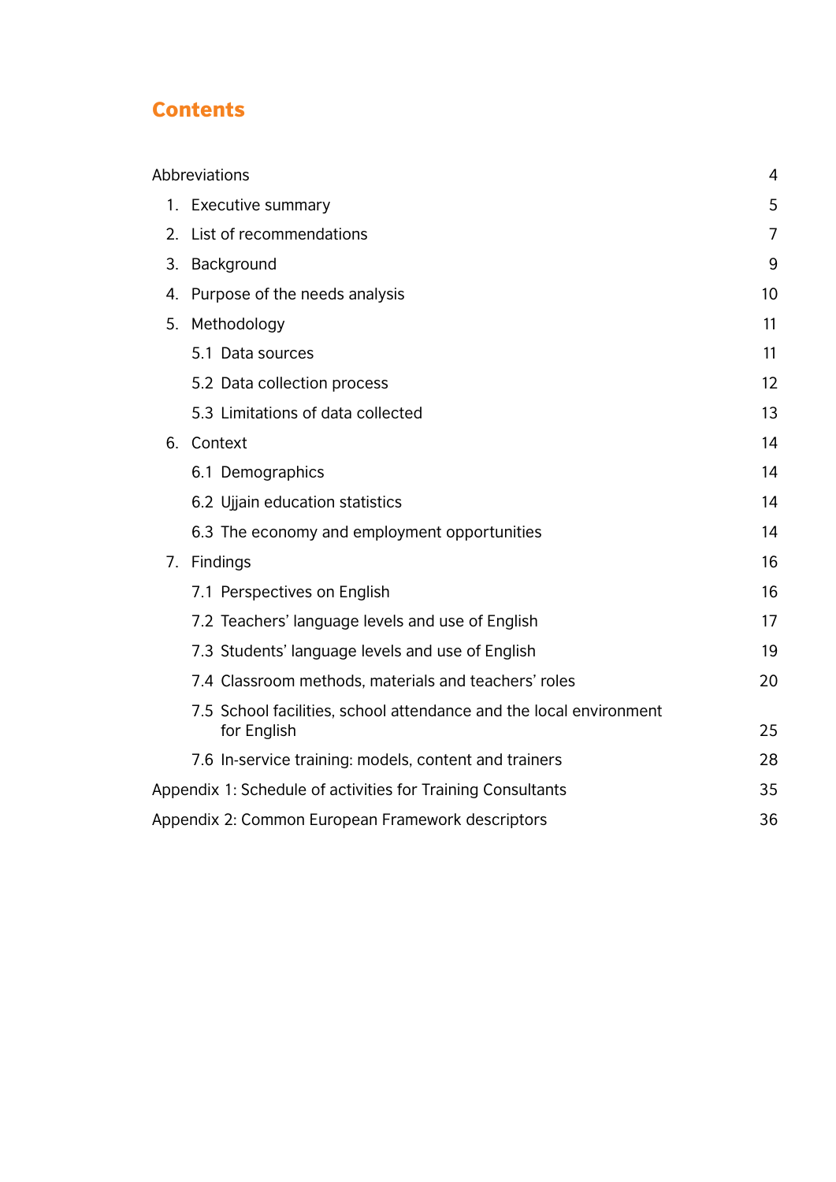# Contents

| | |
|---|---|
| Abbreviations | 4 |
| 1. Executive summary | 5 |
| 2. List of recommendations | 7 |
| 3. Background | 9 |
| 4. Purpose of the needs analysis | 10 |
| 5. Methodology | 11 |
| 5.1 Data sources | 11 |
| 5.2 Data collection process | 12 |
| 5.3 Limitations of data collected | 13 |
| 6. Context | 14 |
| 6.1 Demographics | 14 |
| 6.2 Ujjain education statistics | 14 |
| 6.3 The economy and employment opportunities | 14 |
| 7. Findings | 16 |
| 7.1 Perspectives on English | 16 |
| 7.2 Teachers' language levels and use of English | 17 |
| 7.3 Students' language levels and use of English | 19 |
| 7.4 Classroom methods, materials and teachers' roles | 20 |
| 7.5 School facilities, school attendance and the local environment for English | 25 |
| 7.6 In-service training: models, content and trainers | 28 |
| Appendix 1: Schedule of activities for Training Consultants | 35 |
| Appendix 2: Common European Framework descriptors | 36 |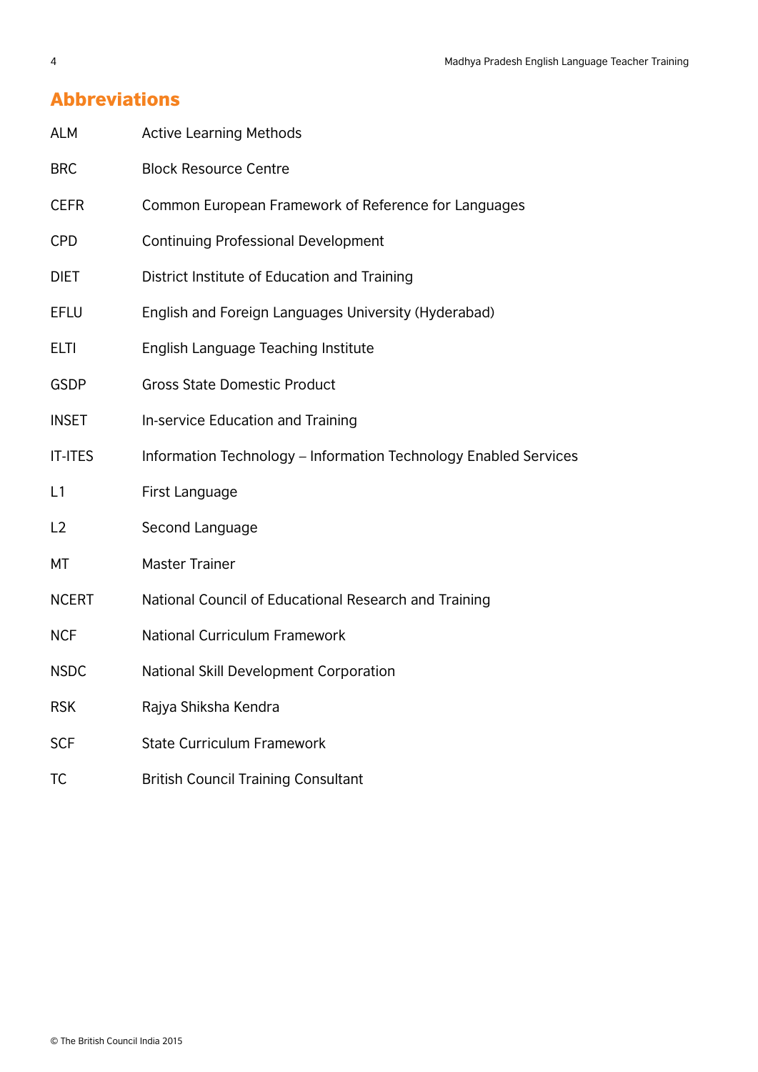## Abbreviations

| | |
|---|---|
| ALM | Active Learning Methods |
| BRC | Block Resource Centre |
| CEFR | Common European Framework of Reference for Languages |
| CPD | Continuing Professional Development |
| DIET | District Institute of Education and Training |
| EFLU | English and Foreign Languages University (Hyderabad) |
| ELTI | English Language Teaching Institute |
| GSDP | Gross State Domestic Product |
| INSET | In-service Education and Training |
| IT-ITES | Information Technology – Information Technology Enabled Services |
| L1 | First Language |
| L2 | Second Language |
| MT | Master Trainer |
| NCERT | National Council of Educational Research and Training |
| NCF | National Curriculum Framework |
| NSDC | National Skill Development Corporation |
| RSK | Rajya Shiksha Kendra |
| SCF | State Curriculum Framework |
| TC | British Council Training Consultant |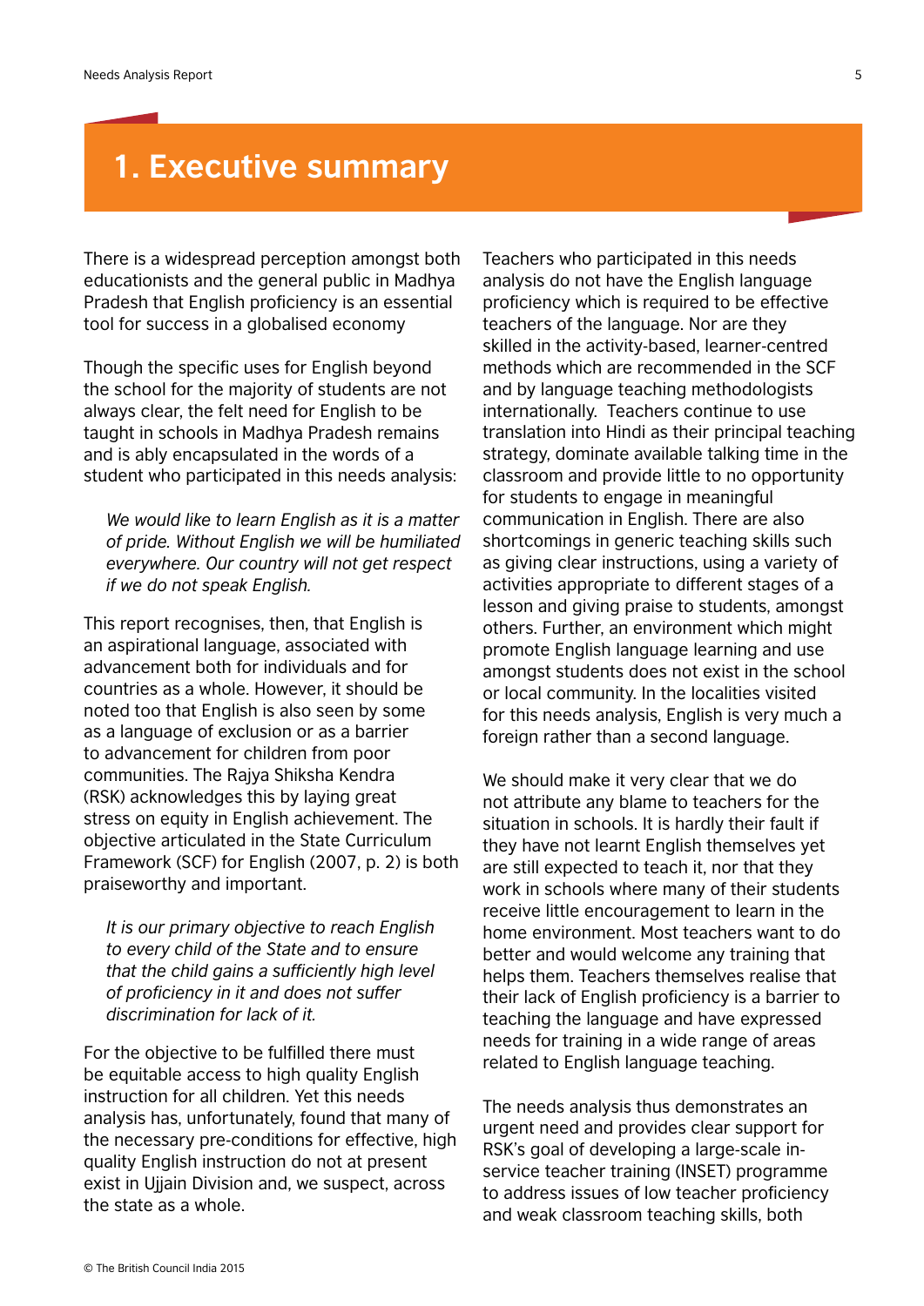# 1. Executive summary

There is a widespread perception amongst both educationists and the general public in Madhya Pradesh that English proficiency is an essential tool for success in a globalised economy

Though the specific uses for English beyond the school for the majority of students are not always clear, the felt need for English to be taught in schools in Madhya Pradesh remains and is ably encapsulated in the words of a student who participated in this needs analysis:

> *We would like to learn English as it is a matter of pride. Without English we will be humiliated everywhere. Our country will not get respect if we do not speak English.*

This report recognises, then, that English is an aspirational language, associated with advancement both for individuals and for countries as a whole. However, it should be noted too that English is also seen by some as a language of exclusion or as a barrier to advancement for children from poor communities. The Rajya Shiksha Kendra (RSK) acknowledges this by laying great stress on equity in English achievement. The objective articulated in the State Curriculum Framework (SCF) for English (2007, p. 2) is both praiseworthy and important.

> *It is our primary objective to reach English to every child of the State and to ensure that the child gains a sufficiently high level of proficiency in it and does not suffer discrimination for lack of it.*

For the objective to be fulfilled there must be equitable access to high quality English instruction for all children. Yet this needs analysis has, unfortunately, found that many of the necessary pre-conditions for effective, high quality English instruction do not at present exist in Ujjain Division and, we suspect, across the state as a whole.

Teachers who participated in this needs analysis do not have the English language proficiency which is required to be effective teachers of the language. Nor are they skilled in the activity-based, learner-centred methods which are recommended in the SCF and by language teaching methodologists internationally. Teachers continue to use translation into Hindi as their principal teaching strategy, dominate available talking time in the classroom and provide little to no opportunity for students to engage in meaningful communication in English. There are also shortcomings in generic teaching skills such as giving clear instructions, using a variety of activities appropriate to different stages of a lesson and giving praise to students, amongst others. Further, an environment which might promote English language learning and use amongst students does not exist in the school or local community. In the localities visited for this needs analysis, English is very much a foreign rather than a second language.

We should make it very clear that we do not attribute any blame to teachers for the situation in schools. It is hardly their fault if they have not learnt English themselves yet are still expected to teach it, nor that they work in schools where many of their students receive little encouragement to learn in the home environment. Most teachers want to do better and would welcome any training that helps them. Teachers themselves realise that their lack of English proficiency is a barrier to teaching the language and have expressed needs for training in a wide range of areas related to English language teaching.

The needs analysis thus demonstrates an urgent need and provides clear support for RSK's goal of developing a large-scale in-service teacher training (INSET) programme to address issues of low teacher proficiency and weak classroom teaching skills, both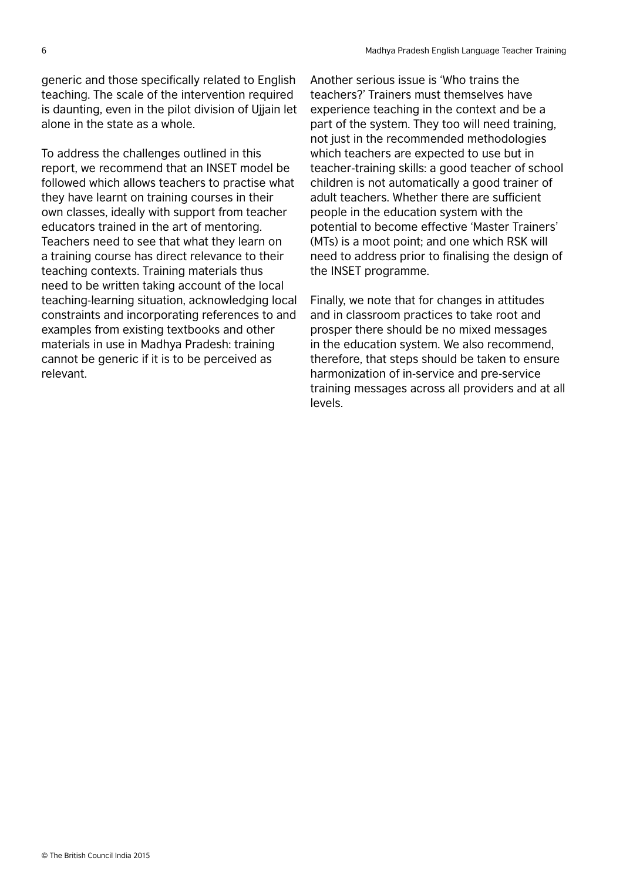generic and those specifically related to English teaching. The scale of the intervention required is daunting, even in the pilot division of Ujjain let alone in the state as a whole.

To address the challenges outlined in this report, we recommend that an INSET model be followed which allows teachers to practise what they have learnt on training courses in their own classes, ideally with support from teacher educators trained in the art of mentoring. Teachers need to see that what they learn on a training course has direct relevance to their teaching contexts. Training materials thus need to be written taking account of the local teaching-learning situation, acknowledging local constraints and incorporating references to and examples from existing textbooks and other materials in use in Madhya Pradesh: training cannot be generic if it is to be perceived as relevant.

Another serious issue is 'Who trains the teachers?' Trainers must themselves have experience teaching in the context and be a part of the system. They too will need training, not just in the recommended methodologies which teachers are expected to use but in teacher-training skills: a good teacher of school children is not automatically a good trainer of adult teachers. Whether there are sufficient people in the education system with the potential to become effective 'Master Trainers' (MTs) is a moot point; and one which RSK will need to address prior to finalising the design of the INSET programme.

Finally, we note that for changes in attitudes and in classroom practices to take root and prosper there should be no mixed messages in the education system. We also recommend, therefore, that steps should be taken to ensure harmonization of in-service and pre-service training messages across all providers and at all levels.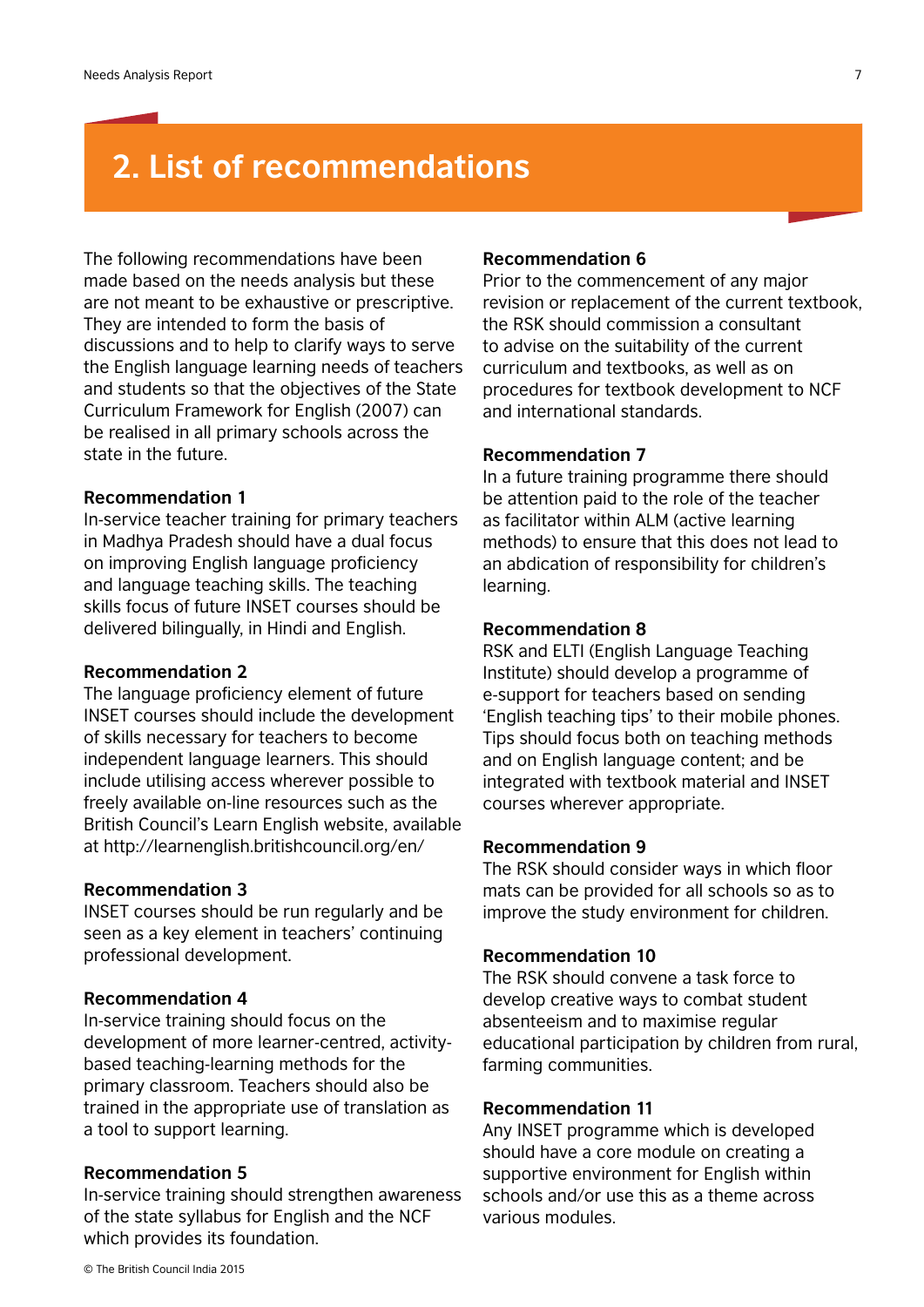# 2. List of recommendations

The following recommendations have been made based on the needs analysis but these are not meant to be exhaustive or prescriptive. They are intended to form the basis of discussions and to help to clarify ways to serve the English language learning needs of teachers and students so that the objectives of the State Curriculum Framework for English (2007) can be realised in all primary schools across the state in the future.

**Recommendation 1**
In-service teacher training for primary teachers in Madhya Pradesh should have a dual focus on improving English language proficiency and language teaching skills. The teaching skills focus of future INSET courses should be delivered bilingually, in Hindi and English.

**Recommendation 2**
The language proficiency element of future INSET courses should include the development of skills necessary for teachers to become independent language learners. This should include utilising access wherever possible to freely available on-line resources such as the British Council's Learn English website, available at http://learnenglish.britishcouncil.org/en/

**Recommendation 3**
INSET courses should be run regularly and be seen as a key element in teachers' continuing professional development.

**Recommendation 4**
In-service training should focus on the development of more learner-centred, activity-based teaching-learning methods for the primary classroom. Teachers should also be trained in the appropriate use of translation as a tool to support learning.

**Recommendation 5**
In-service training should strengthen awareness of the state syllabus for English and the NCF which provides its foundation.

**Recommendation 6**
Prior to the commencement of any major revision or replacement of the current textbook, the RSK should commission a consultant to advise on the suitability of the current curriculum and textbooks, as well as on procedures for textbook development to NCF and international standards.

**Recommendation 7**
In a future training programme there should be attention paid to the role of the teacher as facilitator within ALM (active learning methods) to ensure that this does not lead to an abdication of responsibility for children's learning.

**Recommendation 8**
RSK and ELTI (English Language Teaching Institute) should develop a programme of e-support for teachers based on sending 'English teaching tips' to their mobile phones. Tips should focus both on teaching methods and on English language content; and be integrated with textbook material and INSET courses wherever appropriate.

**Recommendation 9**
The RSK should consider ways in which floor mats can be provided for all schools so as to improve the study environment for children.

**Recommendation 10**
The RSK should convene a task force to develop creative ways to combat student absenteeism and to maximise regular educational participation by children from rural, farming communities.

**Recommendation 11**
Any INSET programme which is developed should have a core module on creating a supportive environment for English within schools and/or use this as a theme across various modules.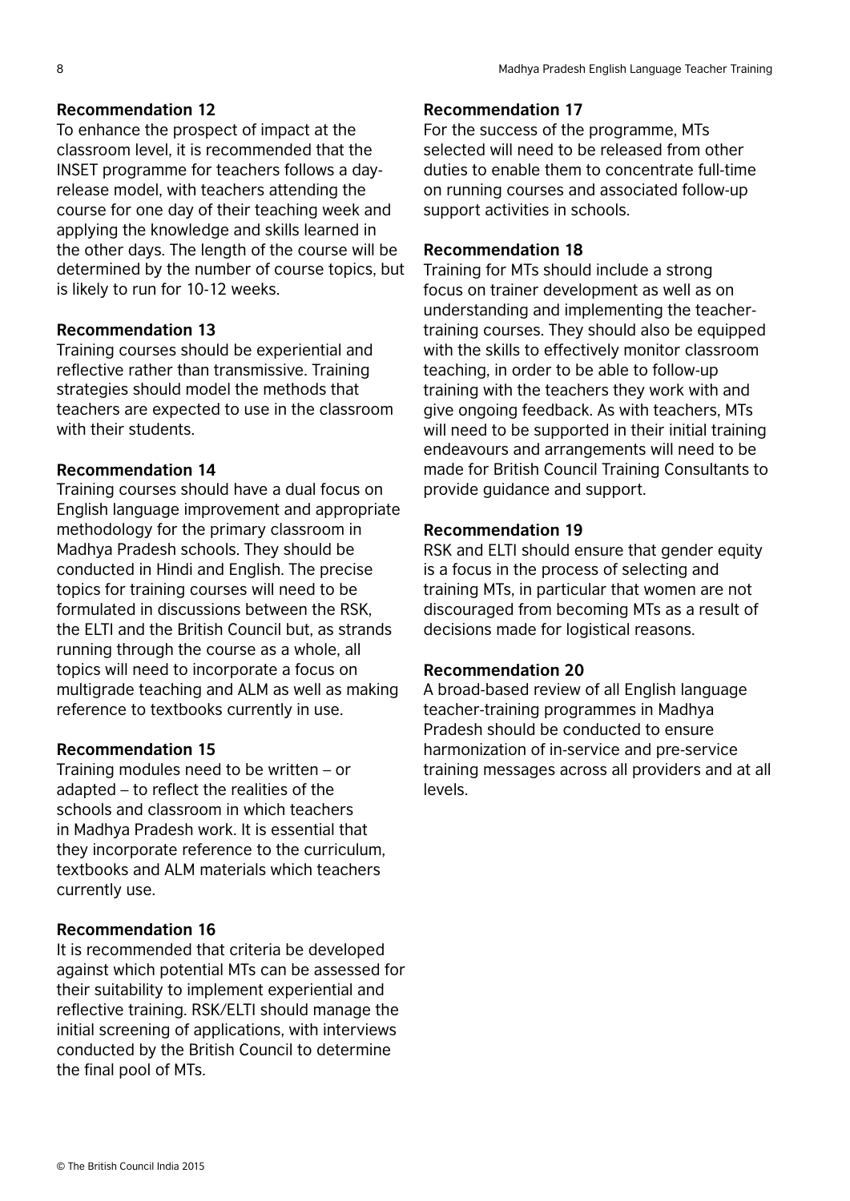**Recommendation 12**

To enhance the prospect of impact at the classroom level, it is recommended that the INSET programme for teachers follows a day-release model, with teachers attending the course for one day of their teaching week and applying the knowledge and skills learned in the other days. The length of the course will be determined by the number of course topics, but is likely to run for 10-12 weeks.

**Recommendation 13**

Training courses should be experiential and reflective rather than transmissive. Training strategies should model the methods that teachers are expected to use in the classroom with their students.

**Recommendation 14**

Training courses should have a dual focus on English language improvement and appropriate methodology for the primary classroom in Madhya Pradesh schools. They should be conducted in Hindi and English. The precise topics for training courses will need to be formulated in discussions between the RSK, the ELTI and the British Council but, as strands running through the course as a whole, all topics will need to incorporate a focus on multigrade teaching and ALM as well as making reference to textbooks currently in use.

**Recommendation 15**

Training modules need to be written – or adapted – to reflect the realities of the schools and classroom in which teachers in Madhya Pradesh work. It is essential that they incorporate reference to the curriculum, textbooks and ALM materials which teachers currently use.

**Recommendation 16**

It is recommended that criteria be developed against which potential MTs can be assessed for their suitability to implement experiential and reflective training. RSK/ELTI should manage the initial screening of applications, with interviews conducted by the British Council to determine the final pool of MTs.

**Recommendation 17**

For the success of the programme, MTs selected will need to be released from other duties to enable them to concentrate full-time on running courses and associated follow-up support activities in schools.

**Recommendation 18**

Training for MTs should include a strong focus on trainer development as well as on understanding and implementing the teacher-training courses. They should also be equipped with the skills to effectively monitor classroom teaching, in order to be able to follow-up training with the teachers they work with and give ongoing feedback. As with teachers, MTs will need to be supported in their initial training endeavours and arrangements will need to be made for British Council Training Consultants to provide guidance and support.

**Recommendation 19**

RSK and ELTI should ensure that gender equity is a focus in the process of selecting and training MTs, in particular that women are not discouraged from becoming MTs as a result of decisions made for logistical reasons.

**Recommendation 20**

A broad-based review of all English language teacher-training programmes in Madhya Pradesh should be conducted to ensure harmonization of in-service and pre-service training messages across all providers and at all levels.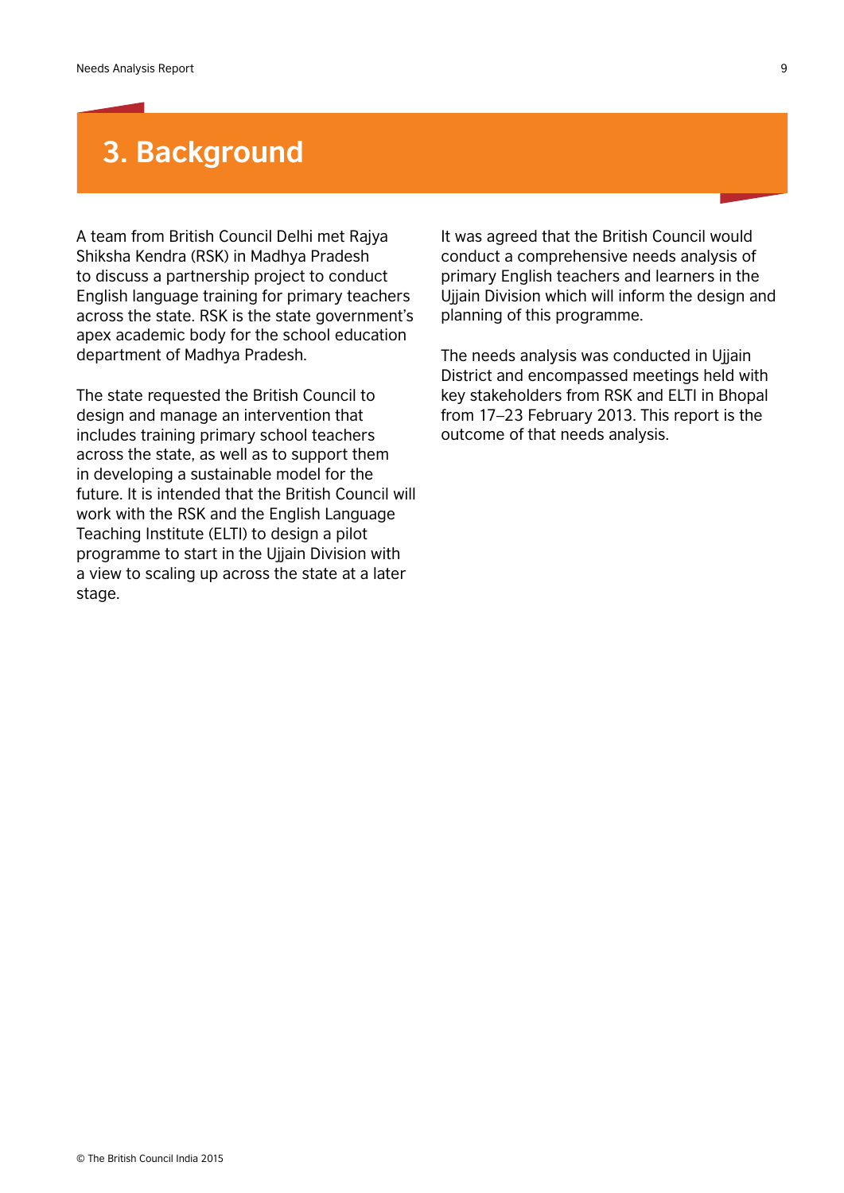# 3. Background

A team from British Council Delhi met Rajya Shiksha Kendra (RSK) in Madhya Pradesh to discuss a partnership project to conduct English language training for primary teachers across the state. RSK is the state government's apex academic body for the school education department of Madhya Pradesh.

The state requested the British Council to design and manage an intervention that includes training primary school teachers across the state, as well as to support them in developing a sustainable model for the future. It is intended that the British Council will work with the RSK and the English Language Teaching Institute (ELTI) to design a pilot programme to start in the Ujjain Division with a view to scaling up across the state at a later stage.

It was agreed that the British Council would conduct a comprehensive needs analysis of primary English teachers and learners in the Ujjain Division which will inform the design and planning of this programme.

The needs analysis was conducted in Ujjain District and encompassed meetings held with key stakeholders from RSK and ELTI in Bhopal from 17–23 February 2013. This report is the outcome of that needs analysis.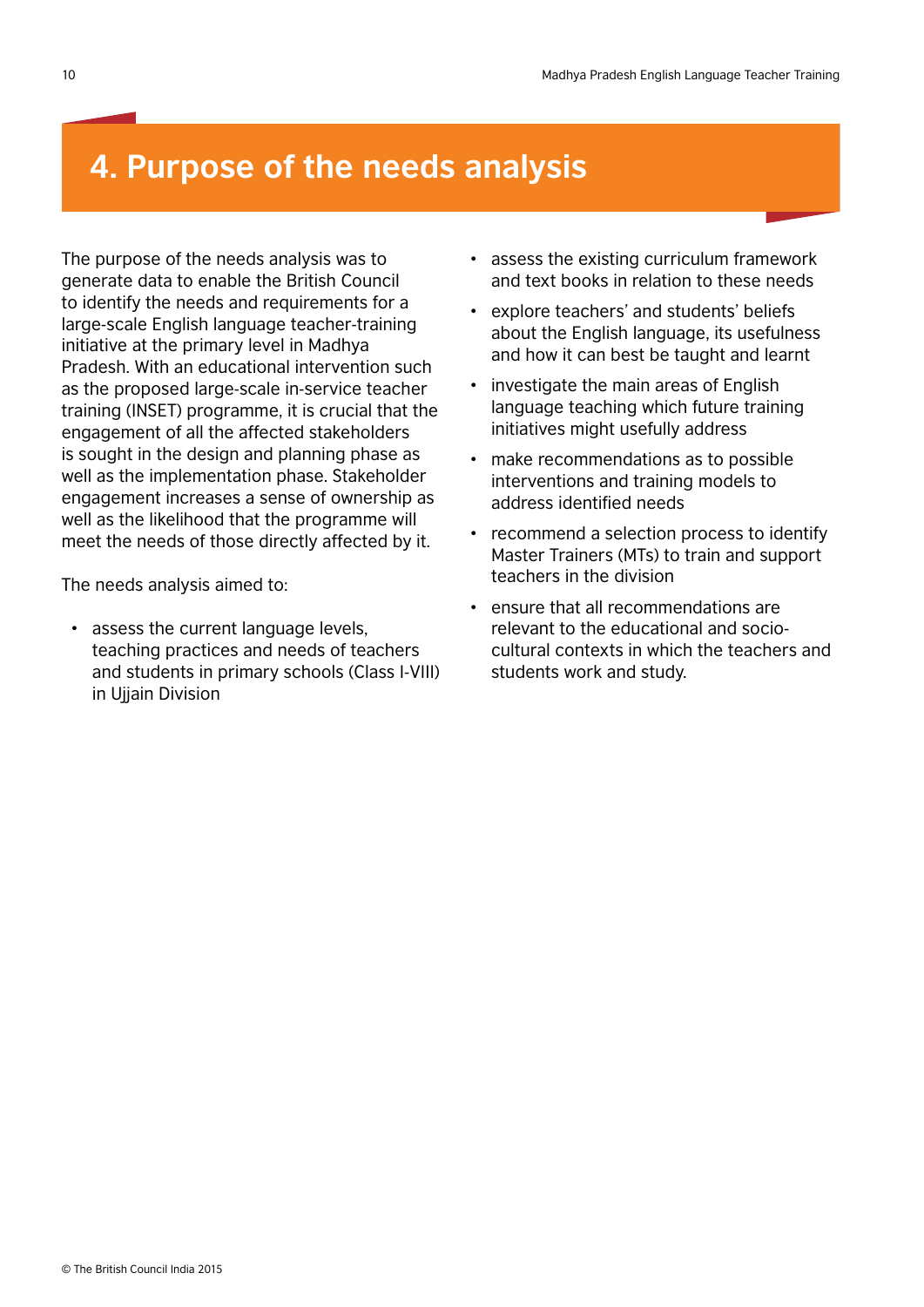# 4. Purpose of the needs analysis

The purpose of the needs analysis was to generate data to enable the British Council to identify the needs and requirements for a large-scale English language teacher-training initiative at the primary level in Madhya Pradesh. With an educational intervention such as the proposed large-scale in-service teacher training (INSET) programme, it is crucial that the engagement of all the affected stakeholders is sought in the design and planning phase as well as the implementation phase. Stakeholder engagement increases a sense of ownership as well as the likelihood that the programme will meet the needs of those directly affected by it.

The needs analysis aimed to:

- assess the current language levels, teaching practices and needs of teachers and students in primary schools (Class I-VIII) in Ujjain Division
- assess the existing curriculum framework and text books in relation to these needs
- explore teachers' and students' beliefs about the English language, its usefulness and how it can best be taught and learnt
- investigate the main areas of English language teaching which future training initiatives might usefully address
- make recommendations as to possible interventions and training models to address identified needs
- recommend a selection process to identify Master Trainers (MTs) to train and support teachers in the division
- ensure that all recommendations are relevant to the educational and socio-cultural contexts in which the teachers and students work and study.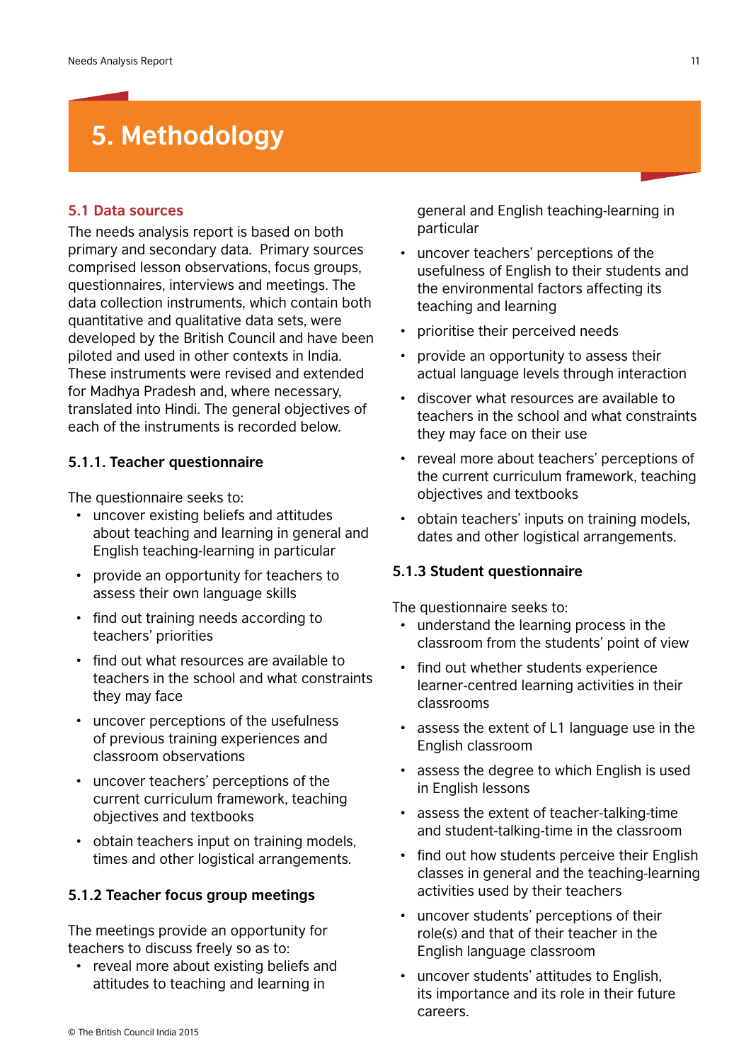# 5. Methodology

## 5.1 Data sources

The needs analysis report is based on both primary and secondary data. Primary sources comprised lesson observations, focus groups, questionnaires, interviews and meetings. The data collection instruments, which contain both quantitative and qualitative data sets, were developed by the British Council and have been piloted and used in other contexts in India. These instruments were revised and extended for Madhya Pradesh and, where necessary, translated into Hindi. The general objectives of each of the instruments is recorded below.

### 5.1.1. Teacher questionnaire

The questionnaire seeks to:

- uncover existing beliefs and attitudes about teaching and learning in general and English teaching-learning in particular
- provide an opportunity for teachers to assess their own language skills
- find out training needs according to teachers' priorities
- find out what resources are available to teachers in the school and what constraints they may face
- uncover perceptions of the usefulness of previous training experiences and classroom observations
- uncover teachers' perceptions of the current curriculum framework, teaching objectives and textbooks
- obtain teachers input on training models, times and other logistical arrangements.

### 5.1.2 Teacher focus group meetings

The meetings provide an opportunity for teachers to discuss freely so as to:

- reveal more about existing beliefs and attitudes to teaching and learning in general and English teaching-learning in particular
- uncover teachers' perceptions of the usefulness of English to their students and the environmental factors affecting its teaching and learning
- prioritise their perceived needs
- provide an opportunity to assess their actual language levels through interaction
- discover what resources are available to teachers in the school and what constraints they may face on their use
- reveal more about teachers' perceptions of the current curriculum framework, teaching objectives and textbooks
- obtain teachers' inputs on training models, dates and other logistical arrangements.

### 5.1.3 Student questionnaire

The questionnaire seeks to:

- understand the learning process in the classroom from the students' point of view
- find out whether students experience learner-centred learning activities in their classrooms
- assess the extent of L1 language use in the English classroom
- assess the degree to which English is used in English lessons
- assess the extent of teacher-talking-time and student-talking-time in the classroom
- find out how students perceive their English classes in general and the teaching-learning activities used by their teachers
- uncover students' perceptions of their role(s) and that of their teacher in the English language classroom
- uncover students' attitudes to English, its importance and its role in their future careers.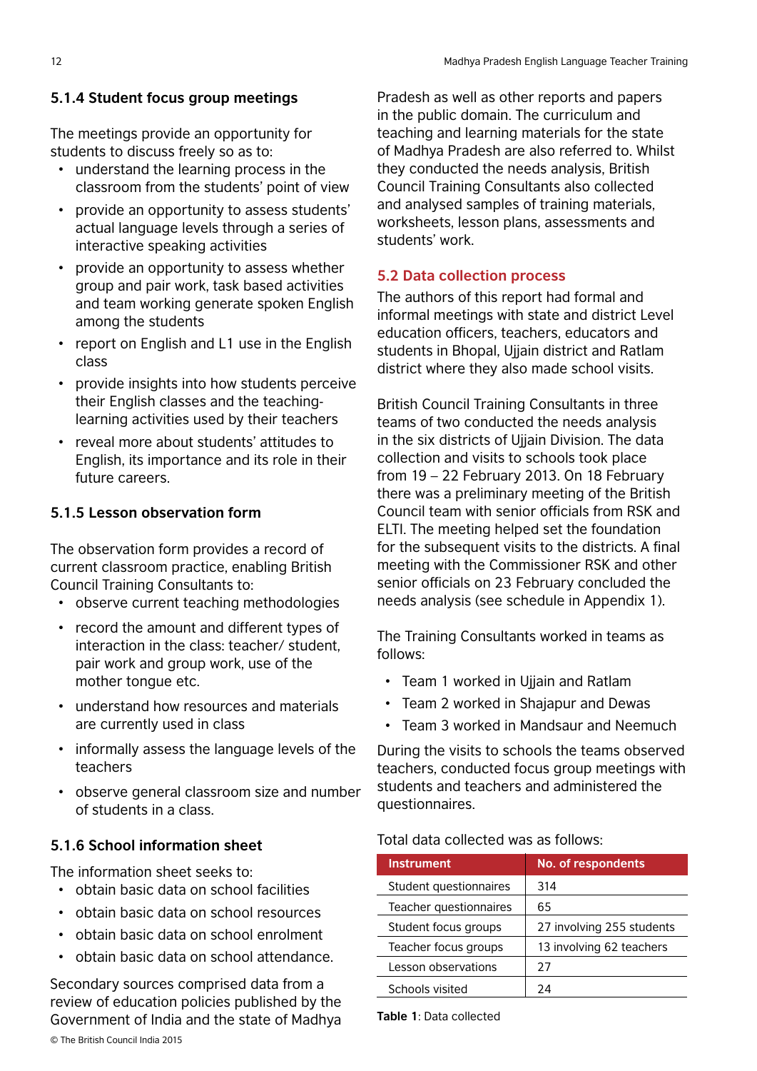### 5.1.4 Student focus group meetings

The meetings provide an opportunity for students to discuss freely so as to:

- understand the learning process in the classroom from the students' point of view
- provide an opportunity to assess students' actual language levels through a series of interactive speaking activities
- provide an opportunity to assess whether group and pair work, task based activities and team working generate spoken English among the students
- report on English and L1 use in the English class
- provide insights into how students perceive their English classes and the teaching-learning activities used by their teachers
- reveal more about students' attitudes to English, its importance and its role in their future careers.

### 5.1.5 Lesson observation form

The observation form provides a record of current classroom practice, enabling British Council Training Consultants to:

- observe current teaching methodologies
- record the amount and different types of interaction in the class: teacher/ student, pair work and group work, use of the mother tongue etc.
- understand how resources and materials are currently used in class
- informally assess the language levels of the teachers
- observe general classroom size and number of students in a class.

### 5.1.6 School information sheet

The information sheet seeks to:

- obtain basic data on school facilities
- obtain basic data on school resources
- obtain basic data on school enrolment
- obtain basic data on school attendance.

Secondary sources comprised data from a review of education policies published by the Government of India and the state of Madhya Pradesh as well as other reports and papers in the public domain. The curriculum and teaching and learning materials for the state of Madhya Pradesh are also referred to. Whilst they conducted the needs analysis, British Council Training Consultants also collected and analysed samples of training materials, worksheets, lesson plans, assessments and students' work.

## 5.2 Data collection process

The authors of this report had formal and informal meetings with state and district Level education officers, teachers, educators and students in Bhopal, Ujjain district and Ratlam district where they also made school visits.

British Council Training Consultants in three teams of two conducted the needs analysis in the six districts of Ujjain Division. The data collection and visits to schools took place from 19 – 22 February 2013. On 18 February there was a preliminary meeting of the British Council team with senior officials from RSK and ELTI. The meeting helped set the foundation for the subsequent visits to the districts. A final meeting with the Commissioner RSK and other senior officials on 23 February concluded the needs analysis (see schedule in Appendix 1).

The Training Consultants worked in teams as follows:

- Team 1 worked in Ujjain and Ratlam
- Team 2 worked in Shajapur and Dewas
- Team 3 worked in Mandsaur and Neemuch

During the visits to schools the teams observed teachers, conducted focus group meetings with students and teachers and administered the questionnaires.

Total data collected was as follows:

| Instrument | No. of respondents |
|---|---|
| Student questionnaires | 314 |
| Teacher questionnaires | 65 |
| Student focus groups | 27 involving 255 students |
| Teacher focus groups | 13 involving 62 teachers |
| Lesson observations | 27 |
| Schools visited | 24 |

**Table 1**: Data collected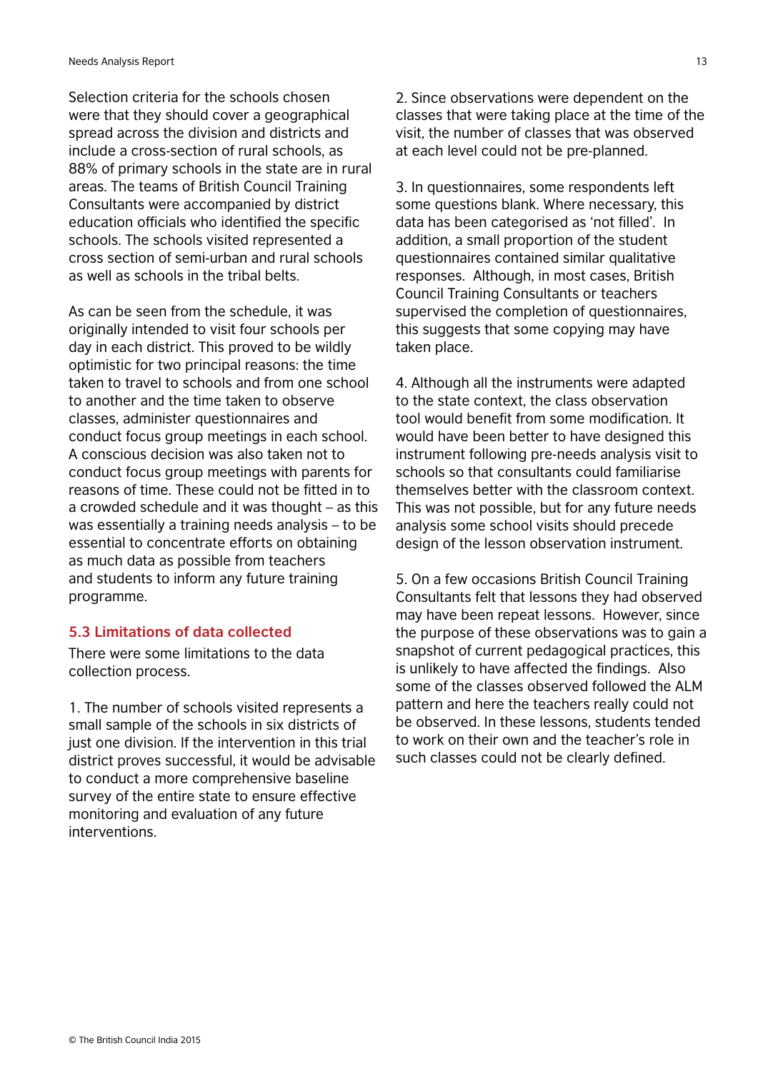Selection criteria for the schools chosen were that they should cover a geographical spread across the division and districts and include a cross-section of rural schools, as 88% of primary schools in the state are in rural areas. The teams of British Council Training Consultants were accompanied by district education officials who identified the specific schools. The schools visited represented a cross section of semi-urban and rural schools as well as schools in the tribal belts.

As can be seen from the schedule, it was originally intended to visit four schools per day in each district. This proved to be wildly optimistic for two principal reasons: the time taken to travel to schools and from one school to another and the time taken to observe classes, administer questionnaires and conduct focus group meetings in each school. A conscious decision was also taken not to conduct focus group meetings with parents for reasons of time. These could not be fitted in to a crowded schedule and it was thought – as this was essentially a training needs analysis – to be essential to concentrate efforts on obtaining as much data as possible from teachers and students to inform any future training programme.

### 5.3 Limitations of data collected

There were some limitations to the data collection process.

1. The number of schools visited represents a small sample of the schools in six districts of just one division. If the intervention in this trial district proves successful, it would be advisable to conduct a more comprehensive baseline survey of the entire state to ensure effective monitoring and evaluation of any future interventions.

2. Since observations were dependent on the classes that were taking place at the time of the visit, the number of classes that was observed at each level could not be pre-planned.

3. In questionnaires, some respondents left some questions blank. Where necessary, this data has been categorised as 'not filled'. In addition, a small proportion of the student questionnaires contained similar qualitative responses. Although, in most cases, British Council Training Consultants or teachers supervised the completion of questionnaires, this suggests that some copying may have taken place.

4. Although all the instruments were adapted to the state context, the class observation tool would benefit from some modification. It would have been better to have designed this instrument following pre-needs analysis visit to schools so that consultants could familiarise themselves better with the classroom context. This was not possible, but for any future needs analysis some school visits should precede design of the lesson observation instrument.

5. On a few occasions British Council Training Consultants felt that lessons they had observed may have been repeat lessons. However, since the purpose of these observations was to gain a snapshot of current pedagogical practices, this is unlikely to have affected the findings. Also some of the classes observed followed the ALM pattern and here the teachers really could not be observed. In these lessons, students tended to work on their own and the teacher's role in such classes could not be clearly defined.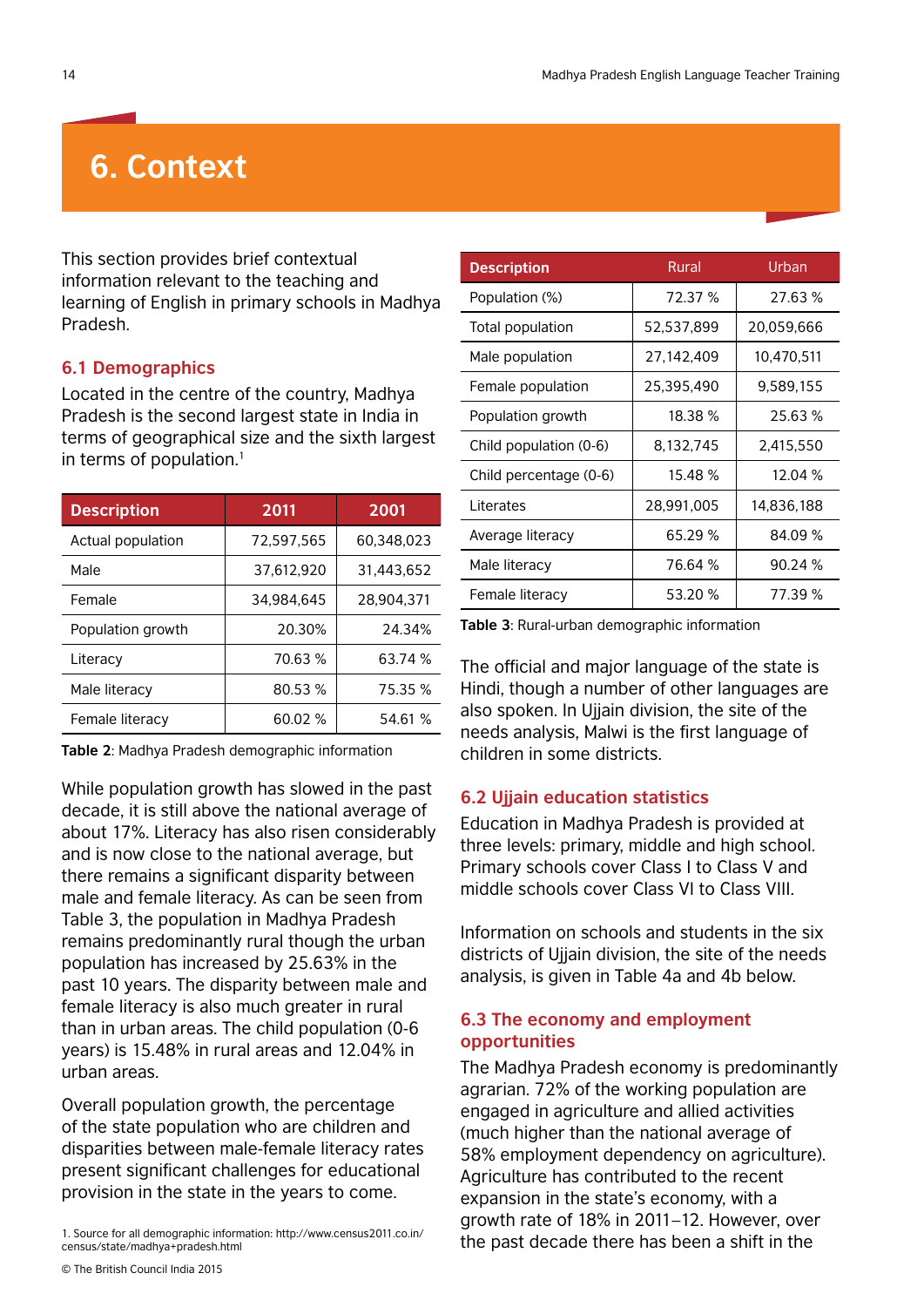# 6. Context

This section provides brief contextual information relevant to the teaching and learning of English in primary schools in Madhya Pradesh.

## 6.1 Demographics

Located in the centre of the country, Madhya Pradesh is the second largest state in India in terms of geographical size and the sixth largest in terms of population.[1]

| Description | 2011 | 2001 |
|---|---|---|
| Actual population | 72,597,565 | 60,348,023 |
| Male | 37,612,920 | 31,443,652 |
| Female | 34,984,645 | 28,904,371 |
| Population growth | 20.30% | 24.34% |
| Literacy | 70.63 % | 63.74 % |
| Male literacy | 80.53 % | 75.35 % |
| Female literacy | 60.02 % | 54.61 % |

**Table 2**: Madhya Pradesh demographic information

While population growth has slowed in the past decade, it is still above the national average of about 17%. Literacy has also risen considerably and is now close to the national average, but there remains a significant disparity between male and female literacy. As can be seen from Table 3, the population in Madhya Pradesh remains predominantly rural though the urban population has increased by 25.63% in the past 10 years. The disparity between male and female literacy is also much greater in rural than in urban areas. The child population (0-6 years) is 15.48% in rural areas and 12.04% in urban areas.

Overall population growth, the percentage of the state population who are children and disparities between male-female literacy rates present significant challenges for educational provision in the state in the years to come.

1. Source for all demographic information: http://www.census2011.co.in/census/state/madhya+pradesh.html

| Description | Rural | Urban |
|---|---|---|
| Population (%) | 72.37 % | 27.63 % |
| Total population | 52,537,899 | 20,059,666 |
| Male population | 27,142,409 | 10,470,511 |
| Female population | 25,395,490 | 9,589,155 |
| Population growth | 18.38 % | 25.63 % |
| Child population (0-6) | 8,132,745 | 2,415,550 |
| Child percentage (0-6) | 15.48 % | 12.04 % |
| Literates | 28,991,005 | 14,836,188 |
| Average literacy | 65.29 % | 84.09 % |
| Male literacy | 76.64 % | 90.24 % |
| Female literacy | 53.20 % | 77.39 % |

**Table 3**: Rural-urban demographic information

The official and major language of the state is Hindi, though a number of other languages are also spoken. In Ujjain division, the site of the needs analysis, Malwi is the first language of children in some districts.

## 6.2 Ujjain education statistics

Education in Madhya Pradesh is provided at three levels: primary, middle and high school. Primary schools cover Class I to Class V and middle schools cover Class VI to Class VIII.

Information on schools and students in the six districts of Ujjain division, the site of the needs analysis, is given in Table 4a and 4b below.

## 6.3 The economy and employment opportunities

The Madhya Pradesh economy is predominantly agrarian. 72% of the working population are engaged in agriculture and allied activities (much higher than the national average of 58% employment dependency on agriculture). Agriculture has contributed to the recent expansion in the state's economy, with a growth rate of 18% in 2011–12. However, over the past decade there has been a shift in the

© The British Council India 2015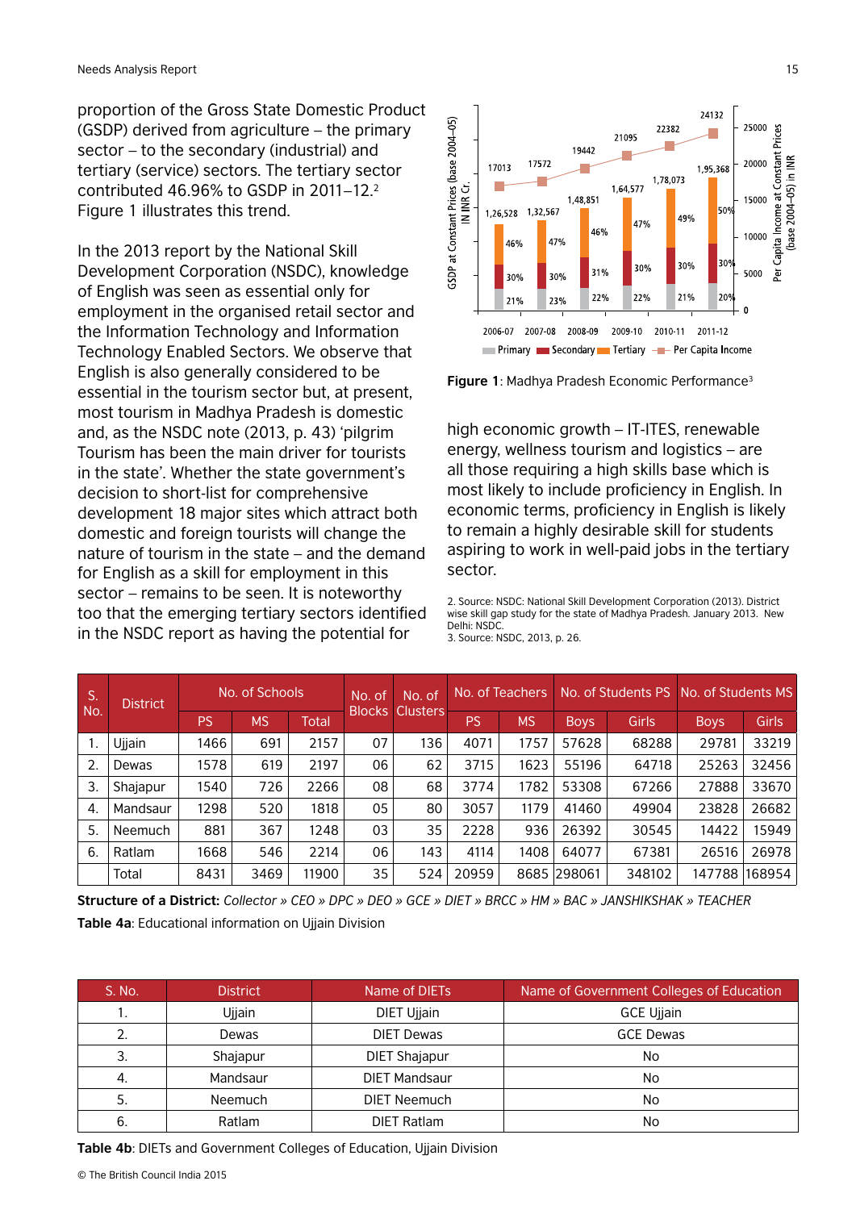proportion of the Gross State Domestic Product (GSDP) derived from agriculture – the primary sector – to the secondary (industrial) and tertiary (service) sectors. The tertiary sector contributed 46.96% to GSDP in 2011–12.[2] Figure 1 illustrates this trend.

In the 2013 report by the National Skill Development Corporation (NSDC), knowledge of English was seen as essential only for employment in the organised retail sector and the Information Technology and Information Technology Enabled Sectors. We observe that English is also generally considered to be essential in the tourism sector but, at present, most tourism in Madhya Pradesh is domestic and, as the NSDC note (2013, p. 43) 'pilgrim Tourism has been the main driver for tourists in the state'. Whether the state government's decision to short-list for comprehensive development 18 major sites which attract both domestic and foreign tourists will change the nature of tourism in the state – and the demand for English as a skill for employment in this sector – remains to be seen. It is noteworthy too that the emerging tertiary sectors identified in the NSDC report as having the potential for high economic growth – IT-ITES, renewable energy, wellness tourism and logistics – are all those requiring a high skills base which is most likely to include proficiency in English. In economic terms, proficiency in English is likely to remain a highly desirable skill for students aspiring to work in well-paid jobs in the tertiary sector.

| Year | GSDP at Constant Prices (base 2004–05) IN INR Cr. | Primary | Secondary | Tertiary | Per Capita Income at Constant Prices (base 2004–05) in INR |
|---|---|---|---|---|---|
| 2006-07 | 1,26,528 | 21% | 30% | 46% | 17013 |
| 2007-08 | 1,32,567 | 23% | 30% | 47% | 17572 |
| 2008-09 | 1,48,851 | 22% | 31% | 46% | 19442 |
| 2009-10 | 1,64,577 | 22% | 30% | 47% | 21095 |
| 2010-11 | 1,78,073 | 21% | 30% | 49% | 22382 |
| 2011-12 | 1,95,368 | 20% | 30% | 50% | 24132 |

**Figure 1**: Madhya Pradesh Economic Performance[3]

2. Source: NSDC: National Skill Development Corporation (2013). District wise skill gap study for the state of Madhya Pradesh. January 2013. New Delhi: NSDC.
3. Source: NSDC, 2013, p. 26.

| S. No. | District | No. of Schools | | | No. of Blocks | No. of Clusters | No. of Teachers | | No. of Students PS | | No. of Students MS | |
|---|---|---|---|---|---|---|---|---|---|---|---|---|
| | | PS | MS | Total | | | PS | MS | Boys | Girls | Boys | Girls |
| 1. | Ujjain | 1466 | 691 | 2157 | 07 | 136 | 4071 | 1757 | 57628 | 68288 | 29781 | 33219 |
| 2. | Dewas | 1578 | 619 | 2197 | 06 | 62 | 3715 | 1623 | 55196 | 64718 | 25263 | 32456 |
| 3. | Shajapur | 1540 | 726 | 2266 | 08 | 68 | 3774 | 1782 | 53308 | 67266 | 27888 | 33670 |
| 4. | Mandsaur | 1298 | 520 | 1818 | 05 | 80 | 3057 | 1179 | 41460 | 49904 | 23828 | 26682 |
| 5. | Neemuch | 881 | 367 | 1248 | 03 | 35 | 2228 | 936 | 26392 | 30545 | 14422 | 15949 |
| 6. | Ratlam | 1668 | 546 | 2214 | 06 | 143 | 4114 | 1408 | 64077 | 67381 | 26516 | 26978 |
| | Total | 8431 | 3469 | 11900 | 35 | 524 | 20959 | 8685 | 298061 | 348102 | 147788 | 168954 |

**Structure of a District:** *Collector » CEO » DPC » DEO » GCE » DIET » BRCC » HM » BAC » JANSHIKSHAK » TEACHER*

**Table 4a**: Educational information on Ujjain Division

| S. No. | District | Name of DIETs | Name of Government Colleges of Education |
|---|---|---|---|
| 1. | Ujjain | DIET Ujjain | GCE Ujjain |
| 2. | Dewas | DIET Dewas | GCE Dewas |
| 3. | Shajapur | DIET Shajapur | No |
| 4. | Mandsaur | DIET Mandsaur | No |
| 5. | Neemuch | DIET Neemuch | No |
| 6. | Ratlam | DIET Ratlam | No |

**Table 4b**: DIETs and Government Colleges of Education, Ujjain Division

© The British Council India 2015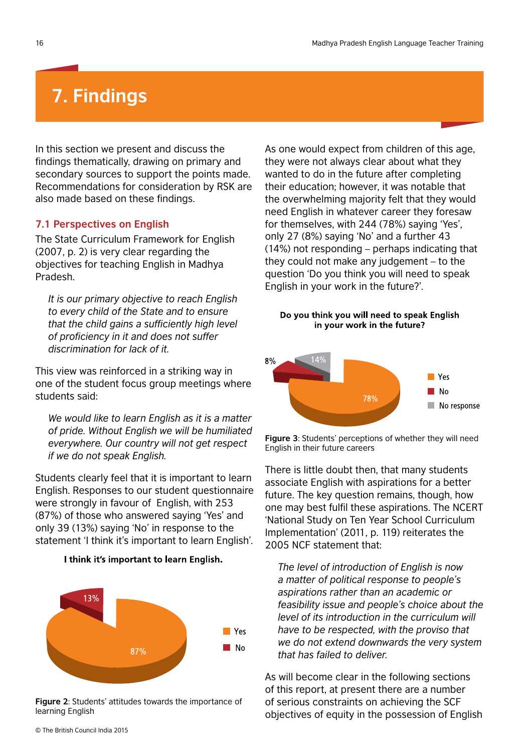# 7. Findings

In this section we present and discuss the findings thematically, drawing on primary and secondary sources to support the points made. Recommendations for consideration by RSK are also made based on these findings.

## 7.1 Perspectives on English

The State Curriculum Framework for English (2007, p. 2) is very clear regarding the objectives for teaching English in Madhya Pradesh.

> *It is our primary objective to reach English to every child of the State and to ensure that the child gains a sufficiently high level of proficiency in it and does not suffer discrimination for lack of it.*

This view was reinforced in a striking way in one of the student focus group meetings where students said:

> *We would like to learn English as it is a matter of pride. Without English we will be humiliated everywhere. Our country will not get respect if we do not speak English.*

Students clearly feel that it is important to learn English. Responses to our student questionnaire were strongly in favour of English, with 253 (87%) of those who answered saying 'Yes' and only 39 (13%) saying 'No' in response to the statement 'I think it's important to learn English'.

**I think it's important to learn English.**

| Response | Percentage |
|---|---|
| Yes | 87% |
| No | 13% |

**Figure 2**: Students' attitudes towards the importance of learning English

As one would expect from children of this age, they were not always clear about what they wanted to do in the future after completing their education; however, it was notable that the overwhelming majority felt that they would need English in whatever career they foresaw for themselves, with 244 (78%) saying 'Yes', only 27 (8%) saying 'No' and a further 43 (14%) not responding – perhaps indicating that they could not make any judgement – to the question 'Do you think you will need to speak English in your work in the future?'.

**Do you think you will need to speak English in your work in the future?**

| Response | Percentage |
|---|---|
| Yes | 78% |
| No | 8% |
| No response | 14% |

**Figure 3**: Students' perceptions of whether they will need English in their future careers

There is little doubt then, that many students associate English with aspirations for a better future. The key question remains, though, how one may best fulfil these aspirations. The NCERT 'National Study on Ten Year School Curriculum Implementation' (2011, p. 119) reiterates the 2005 NCF statement that:

> *The level of introduction of English is now a matter of political response to people's aspirations rather than an academic or feasibility issue and people's choice about the level of its introduction in the curriculum will have to be respected, with the proviso that we do not extend downwards the very system that has failed to deliver.*

As will become clear in the following sections of this report, at present there are a number of serious constraints on achieving the SCF objectives of equity in the possession of English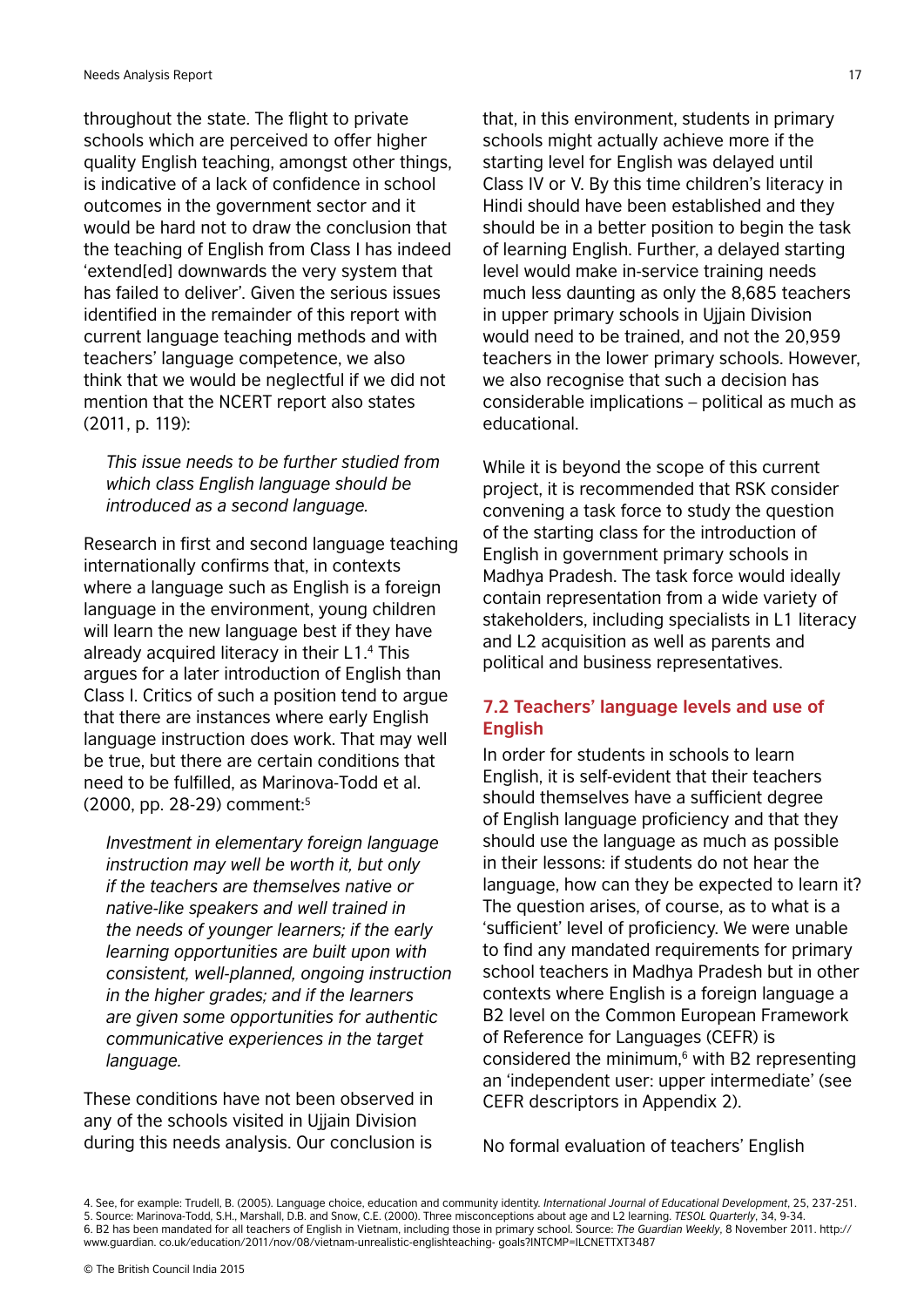throughout the state. The flight to private schools which are perceived to offer higher quality English teaching, amongst other things, is indicative of a lack of confidence in school outcomes in the government sector and it would be hard not to draw the conclusion that the teaching of English from Class I has indeed 'extend[ed] downwards the very system that has failed to deliver'. Given the serious issues identified in the remainder of this report with current language teaching methods and with teachers' language competence, we also think that we would be neglectful if we did not mention that the NCERT report also states (2011, p. 119):

> *This issue needs to be further studied from which class English language should be introduced as a second language.*

Research in first and second language teaching internationally confirms that, in contexts where a language such as English is a foreign language in the environment, young children will learn the new language best if they have already acquired literacy in their L1.[4] This argues for a later introduction of English than Class I. Critics of such a position tend to argue that there are instances where early English language instruction does work. That may well be true, but there are certain conditions that need to be fulfilled, as Marinova-Todd et al. (2000, pp. 28-29) comment:[5]

> *Investment in elementary foreign language instruction may well be worth it, but only if the teachers are themselves native or native-like speakers and well trained in the needs of younger learners; if the early learning opportunities are built upon with consistent, well-planned, ongoing instruction in the higher grades; and if the learners are given some opportunities for authentic communicative experiences in the target language.*

These conditions have not been observed in any of the schools visited in Ujjain Division during this needs analysis. Our conclusion is that, in this environment, students in primary schools might actually achieve more if the starting level for English was delayed until Class IV or V. By this time children's literacy in Hindi should have been established and they should be in a better position to begin the task of learning English. Further, a delayed starting level would make in-service training needs much less daunting as only the 8,685 teachers in upper primary schools in Ujjain Division would need to be trained, and not the 20,959 teachers in the lower primary schools. However, we also recognise that such a decision has considerable implications – political as much as educational.

While it is beyond the scope of this current project, it is recommended that RSK consider convening a task force to study the question of the starting class for the introduction of English in government primary schools in Madhya Pradesh. The task force would ideally contain representation from a wide variety of stakeholders, including specialists in L1 literacy and L2 acquisition as well as parents and political and business representatives.

## 7.2 Teachers' language levels and use of English

In order for students in schools to learn English, it is self-evident that their teachers should themselves have a sufficient degree of English language proficiency and that they should use the language as much as possible in their lessons: if students do not hear the language, how can they be expected to learn it? The question arises, of course, as to what is a 'sufficient' level of proficiency. We were unable to find any mandated requirements for primary school teachers in Madhya Pradesh but in other contexts where English is a foreign language a B2 level on the Common European Framework of Reference for Languages (CEFR) is considered the minimum,[6] with B2 representing an 'independent user: upper intermediate' (see CEFR descriptors in Appendix 2).

No formal evaluation of teachers' English

4. See, for example: Trudell, B. (2005). Language choice, education and community identity. *International Journal of Educational Development*, 25, 237-251.
5. Source: Marinova-Todd, S.H., Marshall, D.B. and Snow, C.E. (2000). Three misconceptions about age and L2 learning. *TESOL Quarterly*, 34, 9-34.
6. B2 has been mandated for all teachers of English in Vietnam, including those in primary school. Source: *The Guardian Weekly*, 8 November 2011. http://www.guardian. co.uk/education/2011/nov/08/vietnam-unrealistic-englishteaching- goals?INTCMP=ILCNETTXT3487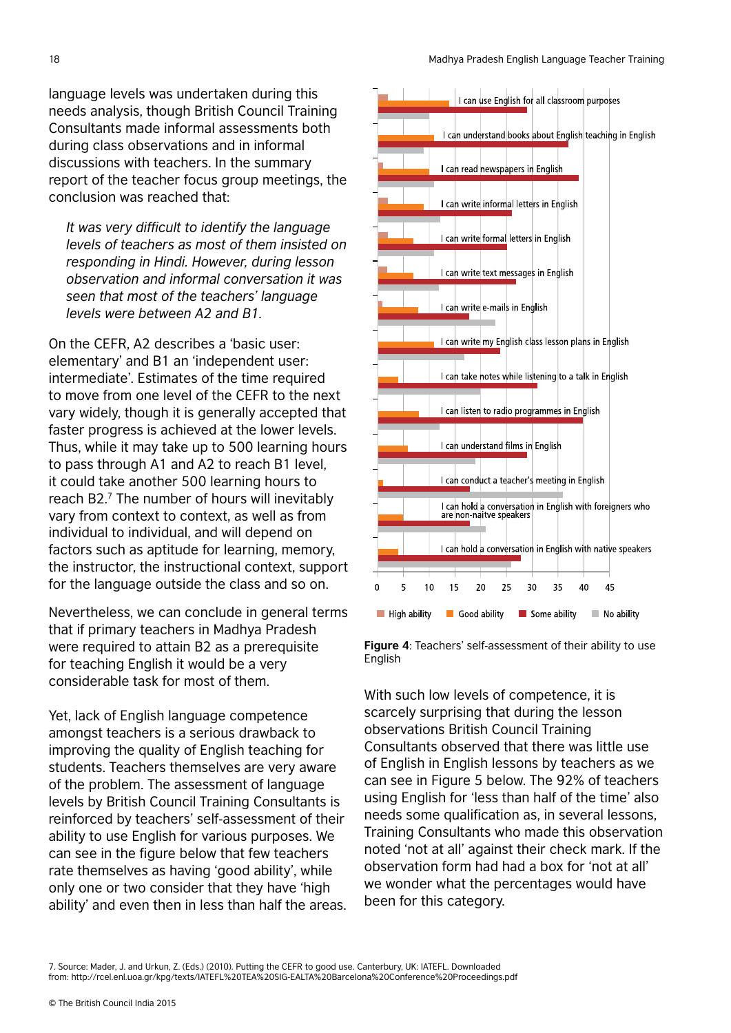language levels was undertaken during this needs analysis, though British Council Training Consultants made informal assessments both during class observations and in informal discussions with teachers. In the summary report of the teacher focus group meetings, the conclusion was reached that:

> *It was very difficult to identify the language levels of teachers as most of them insisted on responding in Hindi. However, during lesson observation and informal conversation it was seen that most of the teachers' language levels were between A2 and B1.*

On the CEFR, A2 describes a 'basic user: elementary' and B1 an 'independent user: intermediate'. Estimates of the time required to move from one level of the CEFR to the next vary widely, though it is generally accepted that faster progress is achieved at the lower levels. Thus, while it may take up to 500 learning hours to pass through A1 and A2 to reach B1 level, it could take another 500 learning hours to reach B2.[7] The number of hours will inevitably vary from context to context, as well as from individual to individual, and will depend on factors such as aptitude for learning, memory, the instructor, the instructional context, support for the language outside the class and so on.

Nevertheless, we can conclude in general terms that if primary teachers in Madhya Pradesh were required to attain B2 as a prerequisite for teaching English it would be a very considerable task for most of them.

Yet, lack of English language competence amongst teachers is a serious drawback to improving the quality of English teaching for students. Teachers themselves are very aware of the problem. The assessment of language levels by British Council Training Consultants is reinforced by teachers' self-assessment of their ability to use English for various purposes. We can see in the figure below that few teachers rate themselves as having 'good ability', while only one or two consider that they have 'high ability' and even then in less than half the areas.

| Statement | High ability | Good ability | Some ability | No ability |
|---|---|---|---|---|
| I can use English for all classroom purposes | 2 | 14 | 29 | 10 |
| I can understand books about English teaching in English | 0 | 11 | 37 | 9 |
| I can read newspapers in English | 1 | 10 | 39 | 11 |
| I can write informal letters in English | 2 | 9 | 26 | 12 |
| I can write formal letters in English | 2 | 7 | 25 | 11 |
| I can write text messages in English | 2 | 7 | 27 | 12 |
| I can write e-mails in English | 1 | 8 | 18 | 23 |
| I can write my English class lesson plans in English | 0 | 11 | 24 | 17 |
| I can take notes while listening to a talk in English | 0 | 4 | 31 | 20 |
| I can listen to radio programmes in English | 0 | 8 | 40 | 12 |
| I can understand films in English | 0 | 6 | 29 | 19 |
| I can conduct a teacher's meeting in English | 0 | 1 | 18 | 36 |
| I can hold a conversation in English with foreigners who are non-naitve speakers | 0 | 5 | 18 | 21 |
| I can hold a conversation in English with native speakers | 0 | 4 | 28 | 26 |

**Figure 4**: Teachers' self-assessment of their ability to use English

With such low levels of competence, it is scarcely surprising that during the lesson observations British Council Training Consultants observed that there was little use of English in English lessons by teachers as we can see in Figure 5 below. The 92% of teachers using English for 'less than half of the time' also needs some qualification as, in several lessons, Training Consultants who made this observation noted 'not at all' against their check mark. If the observation form had had a box for 'not at all' we wonder what the percentages would have been for this category.

7. Source: Mader, J. and Urkun, Z. (Eds.) (2010). Putting the CEFR to good use. Canterbury, UK: IATEFL. Downloaded from: http://rcel.enl.uoa.gr/kpg/texts/IATEFL%20TEA%20SIG-EALTA%20Barcelona%20Conference%20Proceedings.pdf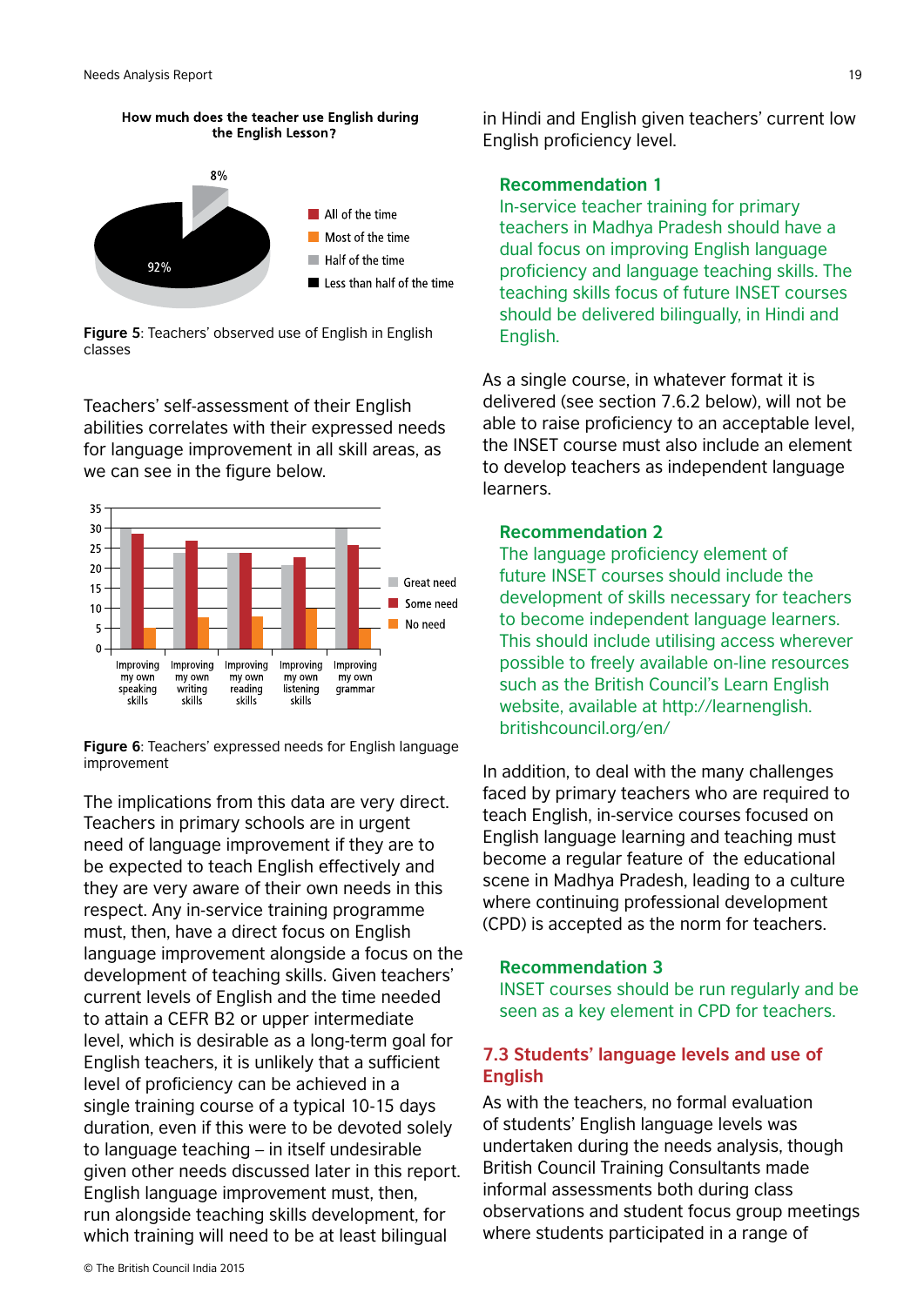**How much does the teacher use English during the English Lesson?**

- All of the time
- Most of the time
- Half of the time: 8%
- Less than half of the time: 92%

**Figure 5**: Teachers' observed use of English in English classes

Teachers' self-assessment of their English abilities correlates with their expressed needs for language improvement in all skill areas, as we can see in the figure below.

**Figure 6**: Teachers' expressed needs for English language improvement

The implications from this data are very direct. Teachers in primary schools are in urgent need of language improvement if they are to be expected to teach English effectively and they are very aware of their own needs in this respect. Any in-service training programme must, then, have a direct focus on English language improvement alongside a focus on the development of teaching skills. Given teachers' current levels of English and the time needed to attain a CEFR B2 or upper intermediate level, which is desirable as a long-term goal for English teachers, it is unlikely that a sufficient level of proficiency can be achieved in a single training course of a typical 10-15 days duration, even if this were to be devoted solely to language teaching – in itself undesirable given other needs discussed later in this report. English language improvement must, then, run alongside teaching skills development, for which training will need to be at least bilingual in Hindi and English given teachers' current low English proficiency level.

**Recommendation 1**
In-service teacher training for primary teachers in Madhya Pradesh should have a dual focus on improving English language proficiency and language teaching skills. The teaching skills focus of future INSET courses should be delivered bilingually, in Hindi and English.

As a single course, in whatever format it is delivered (see section 7.6.2 below), will not be able to raise proficiency to an acceptable level, the INSET course must also include an element to develop teachers as independent language learners.

**Recommendation 2**
The language proficiency element of future INSET courses should include the development of skills necessary for teachers to become independent language learners. This should include utilising access wherever possible to freely available on-line resources such as the British Council's Learn English website, available at http://learnenglish.britishcouncil.org/en/

In addition, to deal with the many challenges faced by primary teachers who are required to teach English, in-service courses focused on English language learning and teaching must become a regular feature of the educational scene in Madhya Pradesh, leading to a culture where continuing professional development (CPD) is accepted as the norm for teachers.

**Recommendation 3**
INSET courses should be run regularly and be seen as a key element in CPD for teachers.

## 7.3 Students' language levels and use of English

As with the teachers, no formal evaluation of students' English language levels was undertaken during the needs analysis, though British Council Training Consultants made informal assessments both during class observations and student focus group meetings where students participated in a range of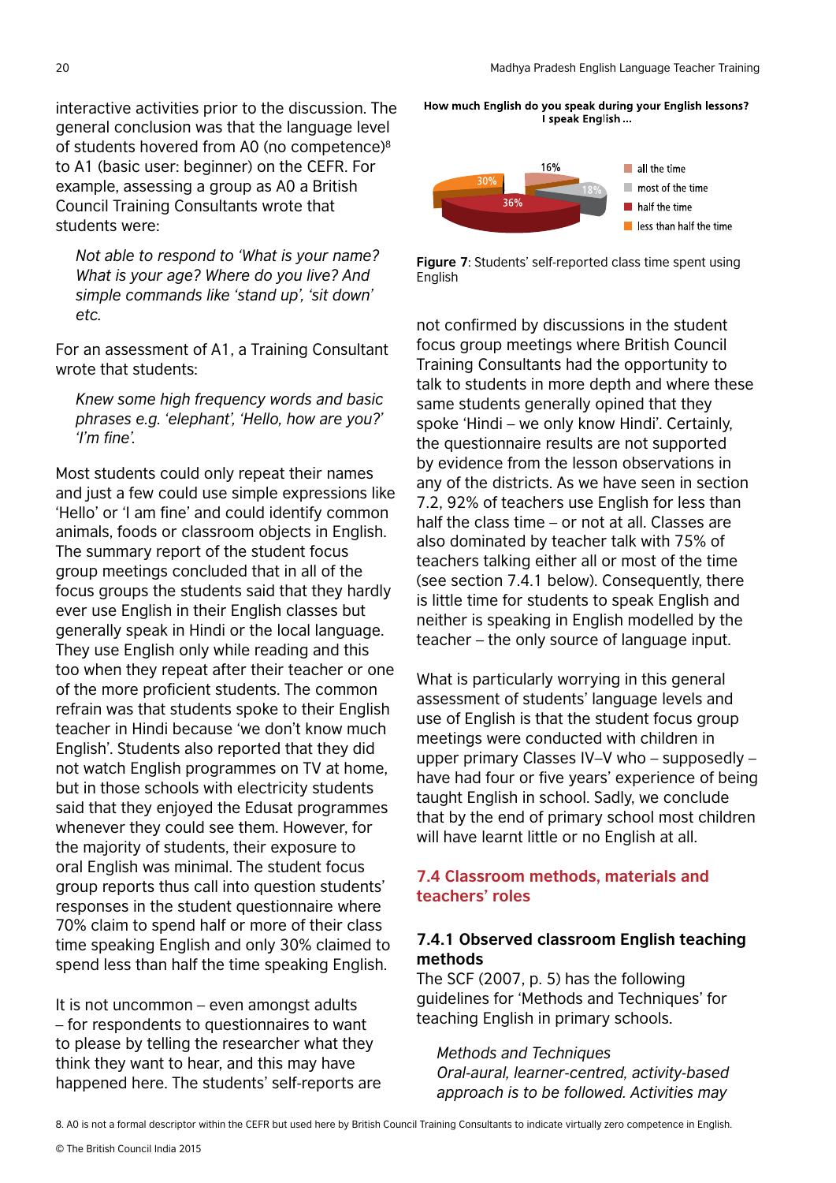interactive activities prior to the discussion. The general conclusion was that the language level of students hovered from A0 (no competence)[8] to A1 (basic user: beginner) on the CEFR. For example, assessing a group as A0 a British Council Training Consultants wrote that students were:

> *Not able to respond to 'What is your name? What is your age? Where do you live? And simple commands like 'stand up', 'sit down' etc.*

For an assessment of A1, a Training Consultant wrote that students:

> *Knew some high frequency words and basic phrases e.g. 'elephant', 'Hello, how are you?' 'I'm fine'.*

Most students could only repeat their names and just a few could use simple expressions like 'Hello' or 'I am fine' and could identify common animals, foods or classroom objects in English. The summary report of the student focus group meetings concluded that in all of the focus groups the students said that they hardly ever use English in their English classes but generally speak in Hindi or the local language. They use English only while reading and this too when they repeat after their teacher or one of the more proficient students. The common refrain was that students spoke to their English teacher in Hindi because 'we don't know much English'. Students also reported that they did not watch English programmes on TV at home, but in those schools with electricity students said that they enjoyed the Edusat programmes whenever they could see them. However, for the majority of students, their exposure to oral English was minimal. The student focus group reports thus call into question students' responses in the student questionnaire where 70% claim to spend half or more of their class time speaking English and only 30% claimed to spend less than half the time speaking English.

It is not uncommon – even amongst adults – for respondents to questionnaires to want to please by telling the researcher what they think they want to hear, and this may have happened here. The students' self-reports are

**How much English do you speak during your English lessons? I speak English ...**

| Response | % |
|---|---|
| all the time | 16% |
| most of the time | 18% |
| half the time | 36% |
| less than half the time | 30% |

**Figure 7**: Students' self-reported class time spent using English

not confirmed by discussions in the student focus group meetings where British Council Training Consultants had the opportunity to talk to students in more depth and where these same students generally opined that they spoke 'Hindi – we only know Hindi'. Certainly, the questionnaire results are not supported by evidence from the lesson observations in any of the districts. As we have seen in section 7.2, 92% of teachers use English for less than half the class time – or not at all. Classes are also dominated by teacher talk with 75% of teachers talking either all or most of the time (see section 7.4.1 below). Consequently, there is little time for students to speak English and neither is speaking in English modelled by the teacher – the only source of language input.

What is particularly worrying in this general assessment of students' language levels and use of English is that the student focus group meetings were conducted with children in upper primary Classes IV–V who – supposedly – have had four or five years' experience of being taught English in school. Sadly, we conclude that by the end of primary school most children will have learnt little or no English at all.

## 7.4 Classroom methods, materials and teachers' roles

### 7.4.1 Observed classroom English teaching methods

The SCF (2007, p. 5) has the following guidelines for 'Methods and Techniques' for teaching English in primary schools.

> *Methods and Techniques*
> *Oral-aural, learner-centred, activity-based approach is to be followed. Activities may*

8. A0 is not a formal descriptor within the CEFR but used here by British Council Training Consultants to indicate virtually zero competence in English.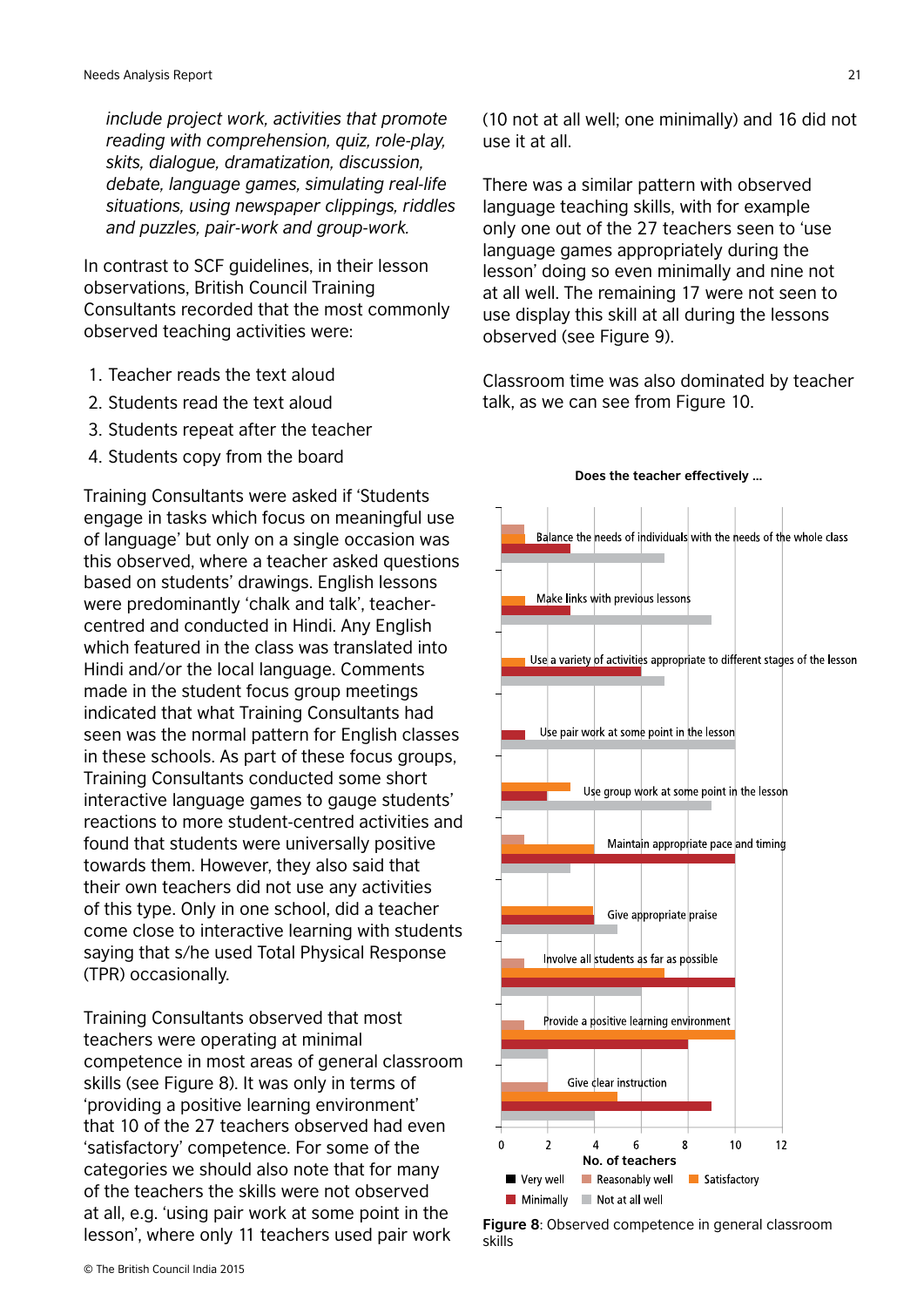*include project work, activities that promote reading with comprehension, quiz, role-play, skits, dialogue, dramatization, discussion, debate, language games, simulating real-life situations, using newspaper clippings, riddles and puzzles, pair-work and group-work.*

In contrast to SCF guidelines, in their lesson observations, British Council Training Consultants recorded that the most commonly observed teaching activities were:

1. Teacher reads the text aloud
2. Students read the text aloud
3. Students repeat after the teacher
4. Students copy from the board

Training Consultants were asked if 'Students engage in tasks which focus on meaningful use of language' but only on a single occasion was this observed, where a teacher asked questions based on students' drawings. English lessons were predominantly 'chalk and talk', teacher-centred and conducted in Hindi. Any English which featured in the class was translated into Hindi and/or the local language. Comments made in the student focus group meetings indicated that what Training Consultants had seen was the normal pattern for English classes in these schools. As part of these focus groups, Training Consultants conducted some short interactive language games to gauge students' reactions to more student-centred activities and found that students were universally positive towards them. However, they also said that their own teachers did not use any activities of this type. Only in one school, did a teacher come close to interactive learning with students saying that s/he used Total Physical Response (TPR) occasionally.

Training Consultants observed that most teachers were operating at minimal competence in most areas of general classroom skills (see Figure 8). It was only in terms of 'providing a positive learning environment' that 10 of the 27 teachers observed had even 'satisfactory' competence. For some of the categories we should also note that for many of the teachers the skills were not observed at all, e.g. 'using pair work at some point in the lesson', where only 11 teachers used pair work (10 not at all well; one minimally) and 16 did not use it at all.

There was a similar pattern with observed language teaching skills, with for example only one out of the 27 teachers seen to 'use language games appropriately during the lesson' doing so even minimally and nine not at all well. The remaining 17 were not seen to use display this skill at all during the lessons observed (see Figure 9).

Classroom time was also dominated by teacher talk, as we can see from Figure 10.

**Does the teacher effectively …**

| Skill | Very well | Reasonably well | Satisfactory | Minimally | Not at all well |
|---|---|---|---|---|---|
| Balance the needs of individuals with the needs of the whole class | | 1 | 1 | 3 | 7 |
| Make links with previous lessons | | | 1 | 3 | 9 |
| Use a variety of activities appropriate to different stages of the lesson | | | 1 | 6 | 7 |
| Use pair work at some point in the lesson | | | | 1 | 10 |
| Use group work at some point in the lesson | | | 3 | 2 | 9 |
| Maintain appropriate pace and timing | | 1 | 4 | 10 | 3 |
| Give appropriate praise | | | 4 | 4 | 5 |
| Involve all students as far as possible | | 1 | 7 | 10 | 6 |
| Provide a positive learning environment | | 1 | 10 | 8 | 2 |
| Give clear instruction | | 2 | 5 | 9 | 4 |

No. of teachers

**Figure 8**: Observed competence in general classroom skills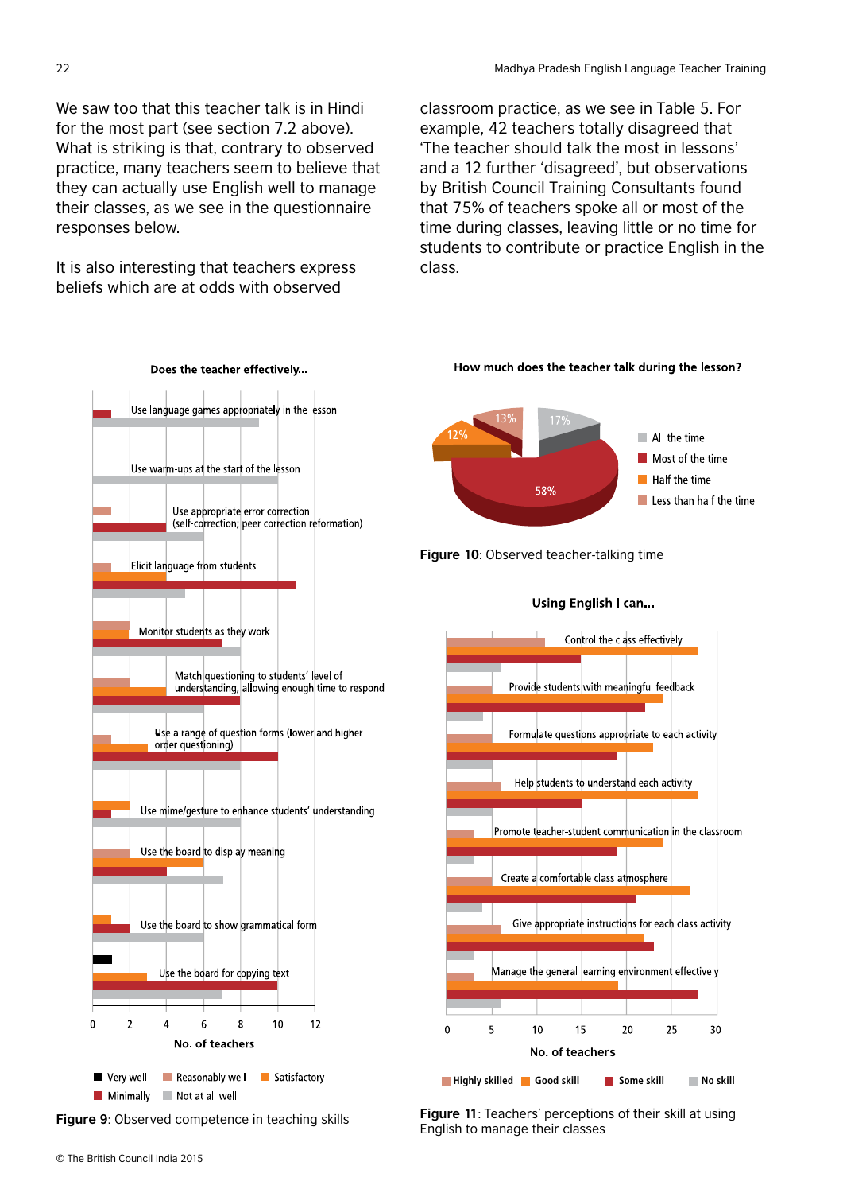We saw too that this teacher talk is in Hindi for the most part (see section 7.2 above). What is striking is that, contrary to observed practice, many teachers seem to believe that they can actually use English well to manage their classes, as we see in the questionnaire responses below.

It is also interesting that teachers express beliefs which are at odds with observed classroom practice, as we see in Table 5. For example, 42 teachers totally disagreed that 'The teacher should talk the most in lessons' and a 12 further 'disagreed', but observations by British Council Training Consultants found that 75% of teachers spoke all or most of the time during classes, leaving little or no time for students to contribute or practice English in the class.

**Does the teacher effectively...**

- Use language games appropriately in the lesson
- Use warm-ups at the start of the lesson
- Use appropriate error correction (self-correction; peer correction reformation)
- Elicit language from students
- Monitor students as they work
- Match questioning to students' level of understanding, allowing enough time to respond
- Use a range of question forms (lower and higher order questioning)
- Use mime/gesture to enhance students' understanding
- Use the board to display meaning
- Use the board to show grammatical form
- Use the board for copying text

No. of teachers (0–12)

Very well | Reasonably well | Satisfactory | Minimally | Not at all well

Figure 9: Observed competence in teaching skills

**How much does the teacher talk during the lesson?**

- All the time: 17%
- Most of the time: 58%
- Half the time: 12%
- Less than half the time: 13%

Figure 10: Observed teacher-talking time

**Using English I can...**

- Control the class effectively
- Provide students with meaningful feedback
- Formulate questions appropriate to each activity
- Help students to understand each activity
- Promote teacher-student communication in the classroom
- Create a comfortable class atmosphere
- Give appropriate instructions for each class activity
- Manage the general learning environment effectively

No. of teachers (0–30)

Highly skilled | Good skill | Some skill | No skill

Figure 11: Teachers' perceptions of their skill at using English to manage their classes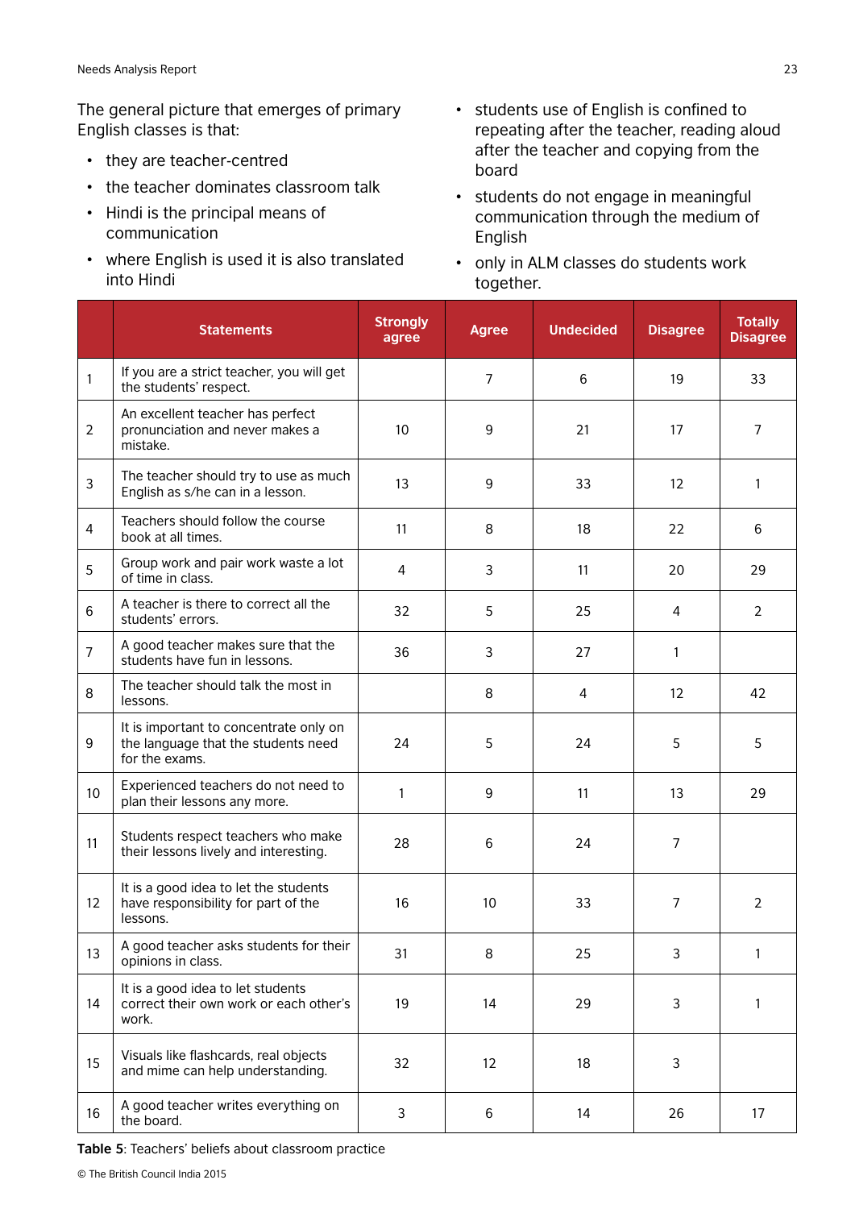The general picture that emerges of primary English classes is that:

- they are teacher-centred
- the teacher dominates classroom talk
- Hindi is the principal means of communication
- where English is used it is also translated into Hindi
- students use of English is confined to repeating after the teacher, reading aloud after the teacher and copying from the board
- students do not engage in meaningful communication through the medium of English
- only in ALM classes do students work together.

| | Statements | Strongly agree | Agree | Undecided | Disagree | Totally Disagree |
|---|---|---|---|---|---|---|
| 1 | If you are a strict teacher, you will get the students' respect. | | 7 | 6 | 19 | 33 |
| 2 | An excellent teacher has perfect pronunciation and never makes a mistake. | 10 | 9 | 21 | 17 | 7 |
| 3 | The teacher should try to use as much English as s/he can in a lesson. | 13 | 9 | 33 | 12 | 1 |
| 4 | Teachers should follow the course book at all times. | 11 | 8 | 18 | 22 | 6 |
| 5 | Group work and pair work waste a lot of time in class. | 4 | 3 | 11 | 20 | 29 |
| 6 | A teacher is there to correct all the students' errors. | 32 | 5 | 25 | 4 | 2 |
| 7 | A good teacher makes sure that the students have fun in lessons. | 36 | 3 | 27 | 1 | |
| 8 | The teacher should talk the most in lessons. | | 8 | 4 | 12 | 42 |
| 9 | It is important to concentrate only on the language that the students need for the exams. | 24 | 5 | 24 | 5 | 5 |
| 10 | Experienced teachers do not need to plan their lessons any more. | 1 | 9 | 11 | 13 | 29 |
| 11 | Students respect teachers who make their lessons lively and interesting. | 28 | 6 | 24 | 7 | |
| 12 | It is a good idea to let the students have responsibility for part of the lessons. | 16 | 10 | 33 | 7 | 2 |
| 13 | A good teacher asks students for their opinions in class. | 31 | 8 | 25 | 3 | 1 |
| 14 | It is a good idea to let students correct their own work or each other's work. | 19 | 14 | 29 | 3 | 1 |
| 15 | Visuals like flashcards, real objects and mime can help understanding. | 32 | 12 | 18 | 3 | |
| 16 | A good teacher writes everything on the board. | 3 | 6 | 14 | 26 | 17 |

**Table 5**: Teachers' beliefs about classroom practice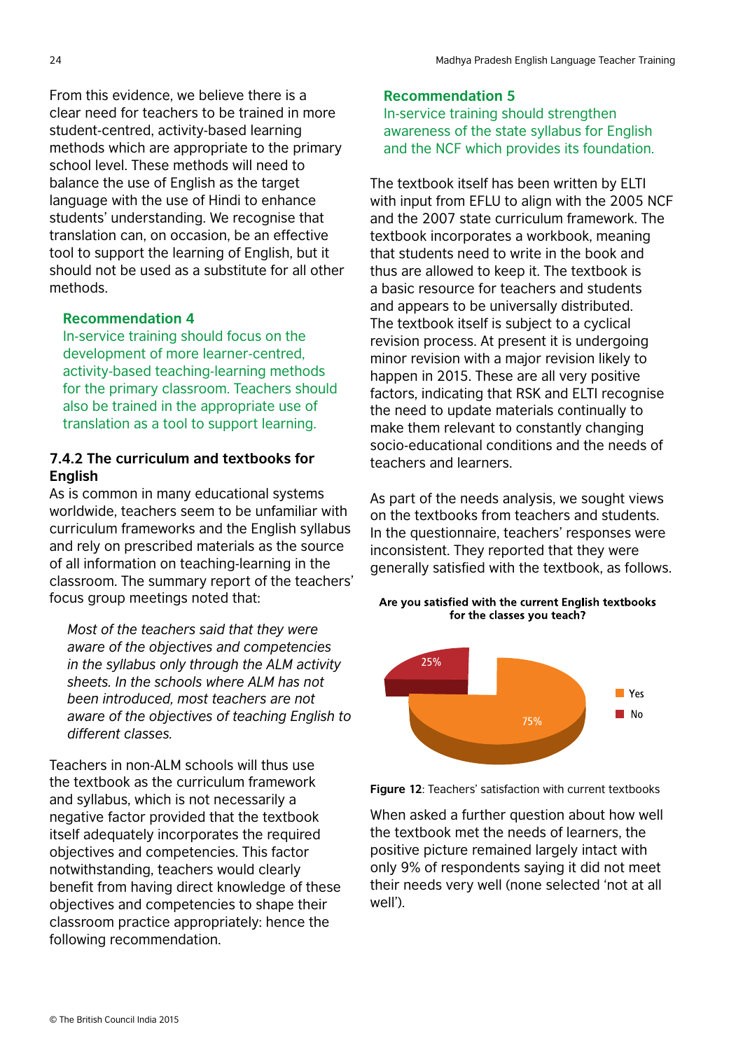From this evidence, we believe there is a clear need for teachers to be trained in more student-centred, activity-based learning methods which are appropriate to the primary school level. These methods will need to balance the use of English as the target language with the use of Hindi to enhance students' understanding. We recognise that translation can, on occasion, be an effective tool to support the learning of English, but it should not be used as a substitute for all other methods.

**Recommendation 4**

In-service training should focus on the development of more learner-centred, activity-based teaching-learning methods for the primary classroom. Teachers should also be trained in the appropriate use of translation as a tool to support learning.

### 7.4.2 The curriculum and textbooks for English

As is common in many educational systems worldwide, teachers seem to be unfamiliar with curriculum frameworks and the English syllabus and rely on prescribed materials as the source of all information on teaching-learning in the classroom. The summary report of the teachers' focus group meetings noted that:

> *Most of the teachers said that they were aware of the objectives and competencies in the syllabus only through the ALM activity sheets. In the schools where ALM has not been introduced, most teachers are not aware of the objectives of teaching English to different classes.*

Teachers in non-ALM schools will thus use the textbook as the curriculum framework and syllabus, which is not necessarily a negative factor provided that the textbook itself adequately incorporates the required objectives and competencies. This factor notwithstanding, teachers would clearly benefit from having direct knowledge of these objectives and competencies to shape their classroom practice appropriately: hence the following recommendation.

**Recommendation 5**

In-service training should strengthen awareness of the state syllabus for English and the NCF which provides its foundation.

The textbook itself has been written by ELTI with input from EFLU to align with the 2005 NCF and the 2007 state curriculum framework. The textbook incorporates a workbook, meaning that students need to write in the book and thus are allowed to keep it. The textbook is a basic resource for teachers and students and appears to be universally distributed. The textbook itself is subject to a cyclical revision process. At present it is undergoing minor revision with a major revision likely to happen in 2015. These are all very positive factors, indicating that RSK and ELTI recognise the need to update materials continually to make them relevant to constantly changing socio-educational conditions and the needs of teachers and learners.

As part of the needs analysis, we sought views on the textbooks from teachers and students. In the questionnaire, teachers' responses were inconsistent. They reported that they were generally satisfied with the textbook, as follows.

**Are you satisfied with the current English textbooks for the classes you teach?**

| Response | Percentage |
|---|---|
| Yes | 75% |
| No | 25% |

**Figure 12**: Teachers' satisfaction with current textbooks

When asked a further question about how well the textbook met the needs of learners, the positive picture remained largely intact with only 9% of respondents saying it did not meet their needs very well (none selected 'not at all well').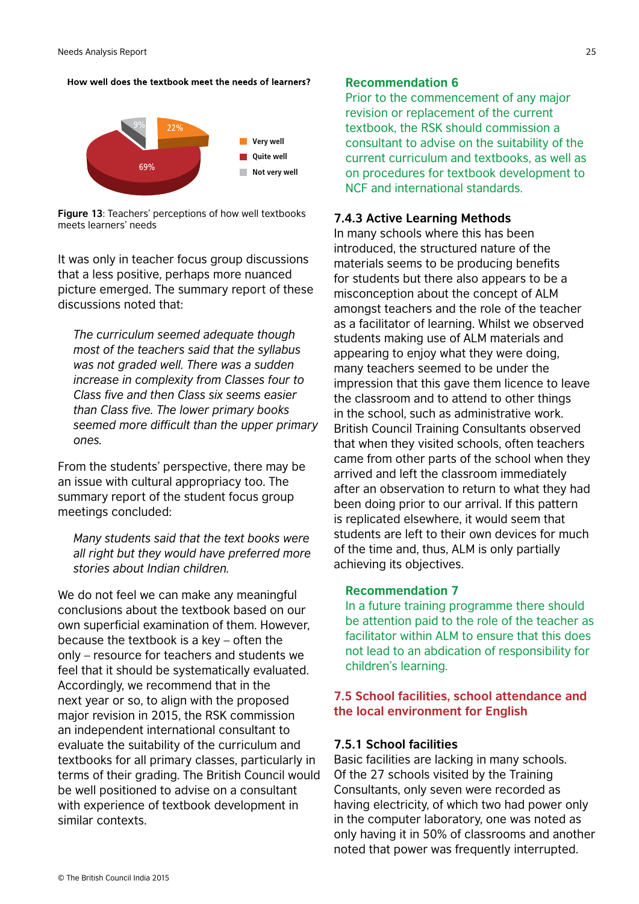**How well does the textbook meet the needs of learners?**

- Very well: 22%
- Quite well: 69%
- Not very well: 9%

**Figure 13**: Teachers' perceptions of how well textbooks meets learners' needs

It was only in teacher focus group discussions that a less positive, perhaps more nuanced picture emerged. The summary report of these discussions noted that:

> *The curriculum seemed adequate though most of the teachers said that the syllabus was not graded well. There was a sudden increase in complexity from Classes four to Class five and then Class six seems easier than Class five. The lower primary books seemed more difficult than the upper primary ones.*

From the students' perspective, there may be an issue with cultural appropriacy too. The summary report of the student focus group meetings concluded:

> *Many students said that the text books were all right but they would have preferred more stories about Indian children.*

We do not feel we can make any meaningful conclusions about the textbook based on our own superficial examination of them. However, because the textbook is a key – often the only – resource for teachers and students we feel that it should be systematically evaluated. Accordingly, we recommend that in the next year or so, to align with the proposed major revision in 2015, the RSK commission an independent international consultant to evaluate the suitability of the curriculum and textbooks for all primary classes, particularly in terms of their grading. The British Council would be well positioned to advise on a consultant with experience of textbook development in similar contexts.

**Recommendation 6**

Prior to the commencement of any major revision or replacement of the current textbook, the RSK should commission a consultant to advise on the suitability of the current curriculum and textbooks, as well as on procedures for textbook development to NCF and international standards.

### 7.4.3 Active Learning Methods

In many schools where this has been introduced, the structured nature of the materials seems to be producing benefits for students but there also appears to be a misconception about the concept of ALM amongst teachers and the role of the teacher as a facilitator of learning. Whilst we observed students making use of ALM materials and appearing to enjoy what they were doing, many teachers seemed to be under the impression that this gave them licence to leave the classroom and to attend to other things in the school, such as administrative work. British Council Training Consultants observed that when they visited schools, often teachers came from other parts of the school when they arrived and left the classroom immediately after an observation to return to what they had been doing prior to our arrival. If this pattern is replicated elsewhere, it would seem that students are left to their own devices for much of the time and, thus, ALM is only partially achieving its objectives.

**Recommendation 7**

In a future training programme there should be attention paid to the role of the teacher as facilitator within ALM to ensure that this does not lead to an abdication of responsibility for children's learning.

## 7.5 School facilities, school attendance and the local environment for English

### 7.5.1 School facilities

Basic facilities are lacking in many schools. Of the 27 schools visited by the Training Consultants, only seven were recorded as having electricity, of which two had power only in the computer laboratory, one was noted as only having it in 50% of classrooms and another noted that power was frequently interrupted.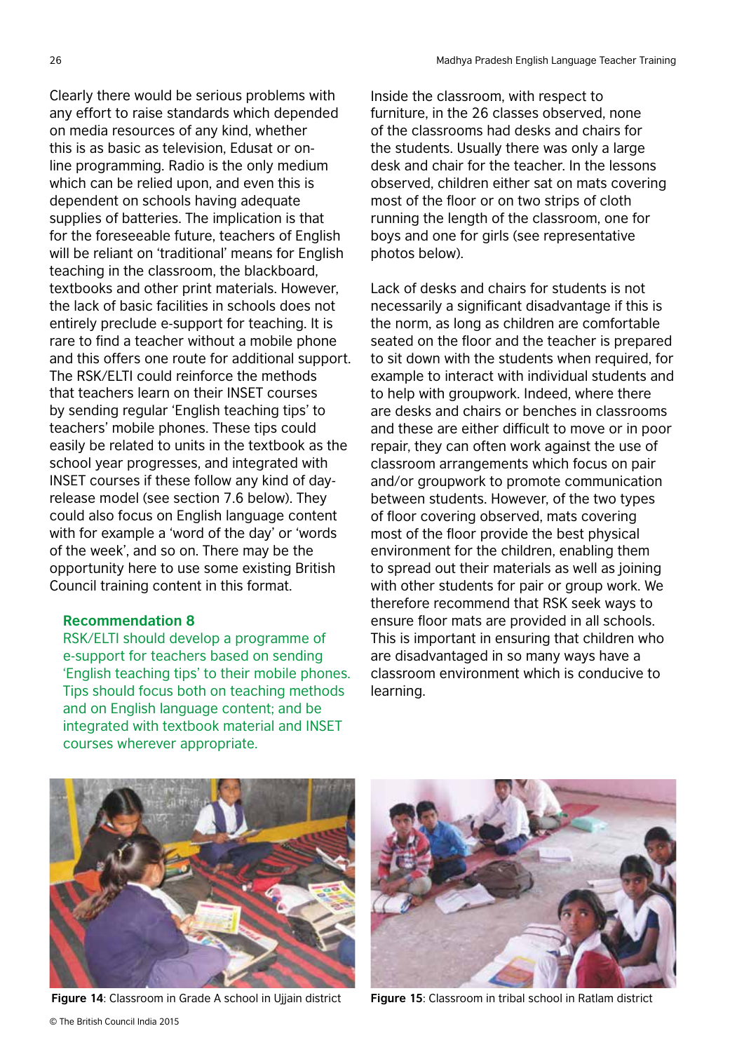Clearly there would be serious problems with any effort to raise standards which depended on media resources of any kind, whether this is as basic as television, Edusat or on-line programming. Radio is the only medium which can be relied upon, and even this is dependent on schools having adequate supplies of batteries. The implication is that for the foreseeable future, teachers of English will be reliant on 'traditional' means for English teaching in the classroom, the blackboard, textbooks and other print materials. However, the lack of basic facilities in schools does not entirely preclude e-support for teaching. It is rare to find a teacher without a mobile phone and this offers one route for additional support. The RSK/ELTI could reinforce the methods that teachers learn on their INSET courses by sending regular 'English teaching tips' to teachers' mobile phones. These tips could easily be related to units in the textbook as the school year progresses, and integrated with INSET courses if these follow any kind of day-release model (see section 7.6 below). They could also focus on English language content with for example a 'word of the day' or 'words of the week', and so on. There may be the opportunity here to use some existing British Council training content in this format.

**Recommendation 8**

RSK/ELTI should develop a programme of e-support for teachers based on sending 'English teaching tips' to their mobile phones. Tips should focus both on teaching methods and on English language content; and be integrated with textbook material and INSET courses wherever appropriate.

Inside the classroom, with respect to furniture, in the 26 classes observed, none of the classrooms had desks and chairs for the students. Usually there was only a large desk and chair for the teacher. In the lessons observed, children either sat on mats covering most of the floor or on two strips of cloth running the length of the classroom, one for boys and one for girls (see representative photos below).

Lack of desks and chairs for students is not necessarily a significant disadvantage if this is the norm, as long as children are comfortable seated on the floor and the teacher is prepared to sit down with the students when required, for example to interact with individual students and to help with groupwork. Indeed, where there are desks and chairs or benches in classrooms and these are either difficult to move or in poor repair, they can often work against the use of classroom arrangements which focus on pair and/or groupwork to promote communication between students. However, of the two types of floor covering observed, mats covering most of the floor provide the best physical environment for the children, enabling them to spread out their materials as well as joining with other students for pair or group work. We therefore recommend that RSK seek ways to ensure floor mats are provided in all schools. This is important in ensuring that children who are disadvantaged in so many ways have a classroom environment which is conducive to learning.

**Figure 14**: Classroom in Grade A school in Ujjain district

**Figure 15**: Classroom in tribal school in Ratlam district

© The British Council India 2015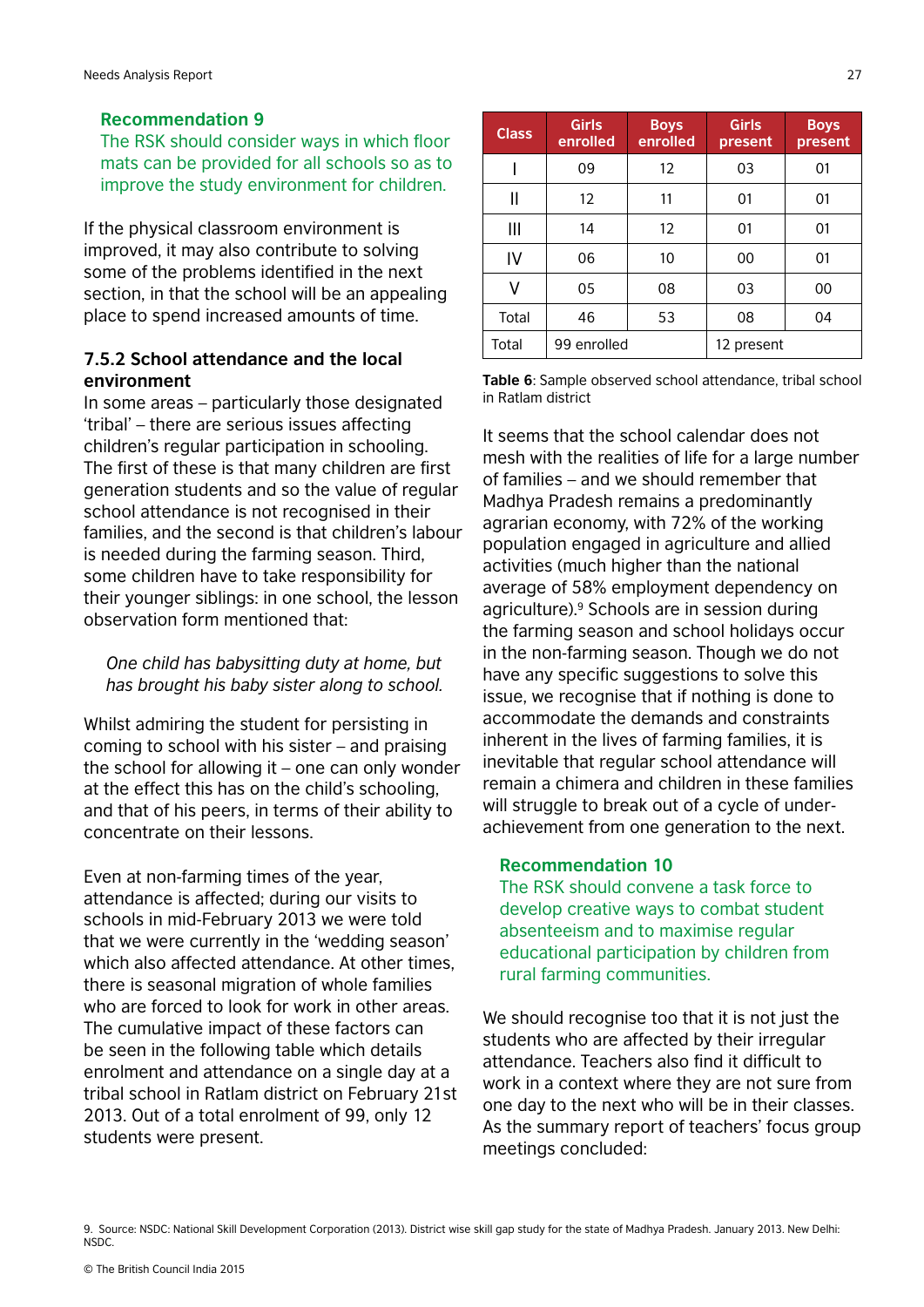### Recommendation 9

The RSK should consider ways in which floor mats can be provided for all schools so as to improve the study environment for children.

If the physical classroom environment is improved, it may also contribute to solving some of the problems identified in the next section, in that the school will be an appealing place to spend increased amounts of time.

### 7.5.2 School attendance and the local environment

In some areas – particularly those designated 'tribal' – there are serious issues affecting children's regular participation in schooling. The first of these is that many children are first generation students and so the value of regular school attendance is not recognised in their families, and the second is that children's labour is needed during the farming season. Third, some children have to take responsibility for their younger siblings: in one school, the lesson observation form mentioned that:

> *One child has babysitting duty at home, but has brought his baby sister along to school.*

Whilst admiring the student for persisting in coming to school with his sister – and praising the school for allowing it – one can only wonder at the effect this has on the child's schooling, and that of his peers, in terms of their ability to concentrate on their lessons.

Even at non-farming times of the year, attendance is affected; during our visits to schools in mid-February 2013 we were told that we were currently in the 'wedding season' which also affected attendance. At other times, there is seasonal migration of whole families who are forced to look for work in other areas. The cumulative impact of these factors can be seen in the following table which details enrolment and attendance on a single day at a tribal school in Ratlam district on February 21st 2013. Out of a total enrolment of 99, only 12 students were present.

| Class | Girls enrolled | Boys enrolled | Girls present | Boys present |
|---|---|---|---|---|
| I | 09 | 12 | 03 | 01 |
| II | 12 | 11 | 01 | 01 |
| III | 14 | 12 | 01 | 01 |
| IV | 06 | 10 | 00 | 01 |
| V | 05 | 08 | 03 | 00 |
| Total | 46 | 53 | 08 | 04 |
| Total | 99 enrolled | | 12 present | |

**Table 6**: Sample observed school attendance, tribal school in Ratlam district

It seems that the school calendar does not mesh with the realities of life for a large number of families – and we should remember that Madhya Pradesh remains a predominantly agrarian economy, with 72% of the working population engaged in agriculture and allied activities (much higher than the national average of 58% employment dependency on agriculture).[9] Schools are in session during the farming season and school holidays occur in the non-farming season. Though we do not have any specific suggestions to solve this issue, we recognise that if nothing is done to accommodate the demands and constraints inherent in the lives of farming families, it is inevitable that regular school attendance will remain a chimera and children in these families will struggle to break out of a cycle of under-achievement from one generation to the next.

### Recommendation 10

The RSK should convene a task force to develop creative ways to combat student absenteeism and to maximise regular educational participation by children from rural farming communities.

We should recognise too that it is not just the students who are affected by their irregular attendance. Teachers also find it difficult to work in a context where they are not sure from one day to the next who will be in their classes. As the summary report of teachers' focus group meetings concluded:

9. Source: NSDC: National Skill Development Corporation (2013). District wise skill gap study for the state of Madhya Pradesh. January 2013. New Delhi: NSDC.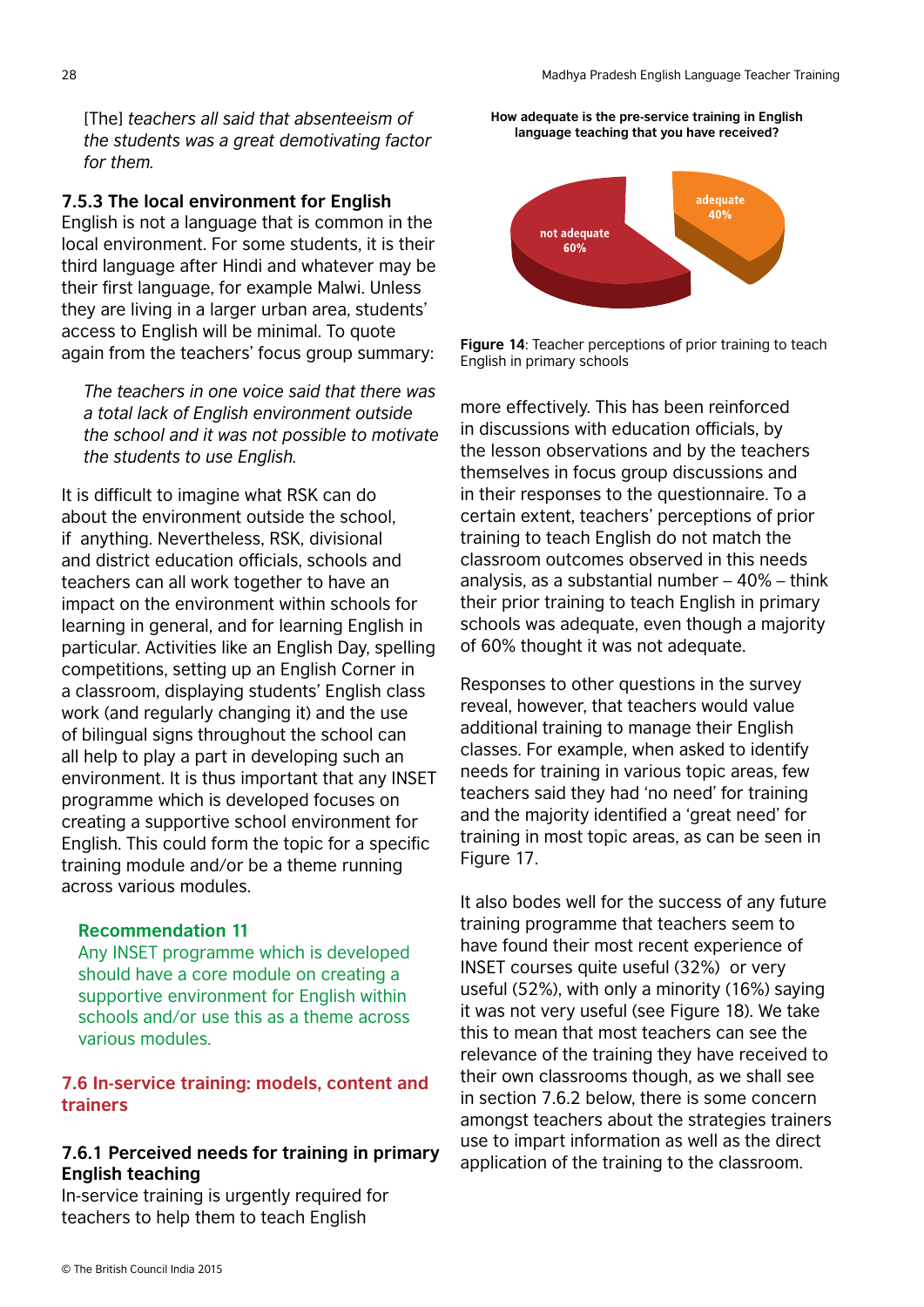*[The] teachers all said that absenteeism of the students was a great demotivating factor for them.*

### 7.5.3 The local environment for English

English is not a language that is common in the local environment. For some students, it is their third language after Hindi and whatever may be their first language, for example Malwi. Unless they are living in a larger urban area, students' access to English will be minimal. To quote again from the teachers' focus group summary:

*The teachers in one voice said that there was a total lack of English environment outside the school and it was not possible to motivate the students to use English.*

It is difficult to imagine what RSK can do about the environment outside the school, if anything. Nevertheless, RSK, divisional and district education officials, schools and teachers can all work together to have an impact on the environment within schools for learning in general, and for learning English in particular. Activities like an English Day, spelling competitions, setting up an English Corner in a classroom, displaying students' English class work (and regularly changing it) and the use of bilingual signs throughout the school can all help to play a part in developing such an environment. It is thus important that any INSET programme which is developed focuses on creating a supportive school environment for English. This could form the topic for a specific training module and/or be a theme running across various modules.

**Recommendation 11**

Any INSET programme which is developed should have a core module on creating a supportive environment for English within schools and/or use this as a theme across various modules.

## 7.6 In-service training: models, content and trainers

### 7.6.1 Perceived needs for training in primary English teaching

In-service training is urgently required for teachers to help them to teach English more effectively. This has been reinforced in discussions with education officials, by the lesson observations and by the teachers themselves in focus group discussions and in their responses to the questionnaire. To a certain extent, teachers' perceptions of prior training to teach English do not match the classroom outcomes observed in this needs analysis, as a substantial number – 40% – think their prior training to teach English in primary schools was adequate, even though a majority of 60% thought it was not adequate.

**How adequate is the pre-service training in English language teaching that you have received?**

not adequate 60%
adequate 40%

**Figure 14**: Teacher perceptions of prior training to teach English in primary schools

Responses to other questions in the survey reveal, however, that teachers would value additional training to manage their English classes. For example, when asked to identify needs for training in various topic areas, few teachers said they had 'no need' for training and the majority identified a 'great need' for training in most topic areas, as can be seen in Figure 17.

It also bodes well for the success of any future training programme that teachers seem to have found their most recent experience of INSET courses quite useful (32%) or very useful (52%), with only a minority (16%) saying it was not very useful (see Figure 18). We take this to mean that most teachers can see the relevance of the training they have received to their own classrooms though, as we shall see in section 7.6.2 below, there is some concern amongst teachers about the strategies trainers use to impart information as well as the direct application of the training to the classroom.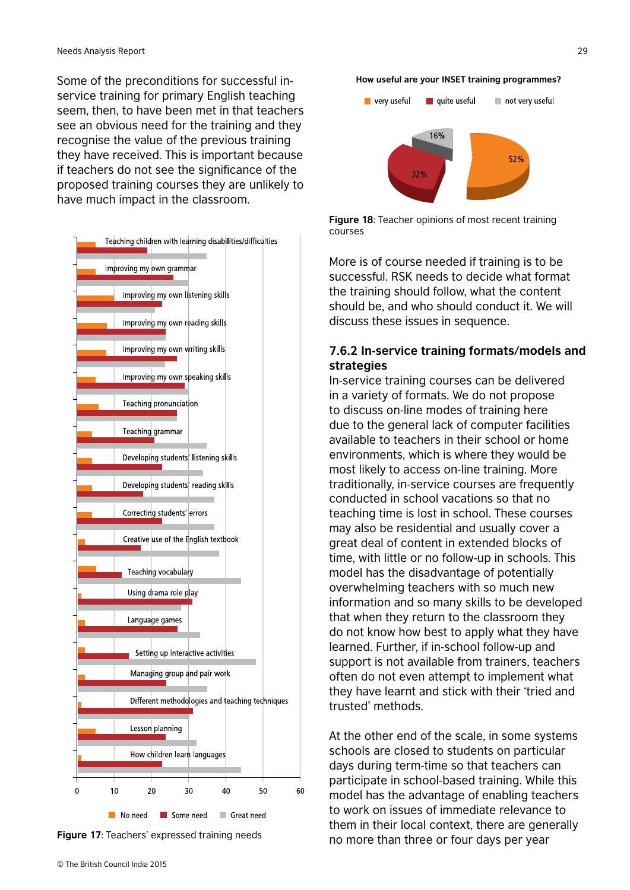Some of the preconditions for successful in-service training for primary English teaching seem, then, to have been met in that teachers see an obvious need for the training and they recognise the value of the previous training they have received. This is important because if teachers do not see the significance of the proposed training courses they are unlikely to have much impact in the classroom.

Figure 17: Teachers' expressed training needs

How useful are your INSET training programmes?

Figure 18: Teacher opinions of most recent training courses

More is of course needed if training is to be successful. RSK needs to decide what format the training should follow, what the content should be, and who should conduct it. We will discuss these issues in sequence.

### 7.6.2 In-service training formats/models and strategies

In-service training courses can be delivered in a variety of formats. We do not propose to discuss on-line modes of training here due to the general lack of computer facilities available to teachers in their school or home environments, which is where they would be most likely to access on-line training. More traditionally, in-service courses are frequently conducted in school vacations so that no teaching time is lost in school. These courses may also be residential and usually cover a great deal of content in extended blocks of time, with little or no follow-up in schools. This model has the disadvantage of potentially overwhelming teachers with so much new information and so many skills to be developed that when they return to the classroom they do not know how best to apply what they have learned. Further, if in-school follow-up and support is not available from trainers, teachers often do not even attempt to implement what they have learnt and stick with their 'tried and trusted' methods.

At the other end of the scale, in some systems schools are closed to students on particular days during term-time so that teachers can participate in school-based training. While this model has the advantage of enabling teachers to work on issues of immediate relevance to them in their local context, there are generally no more than three or four days per year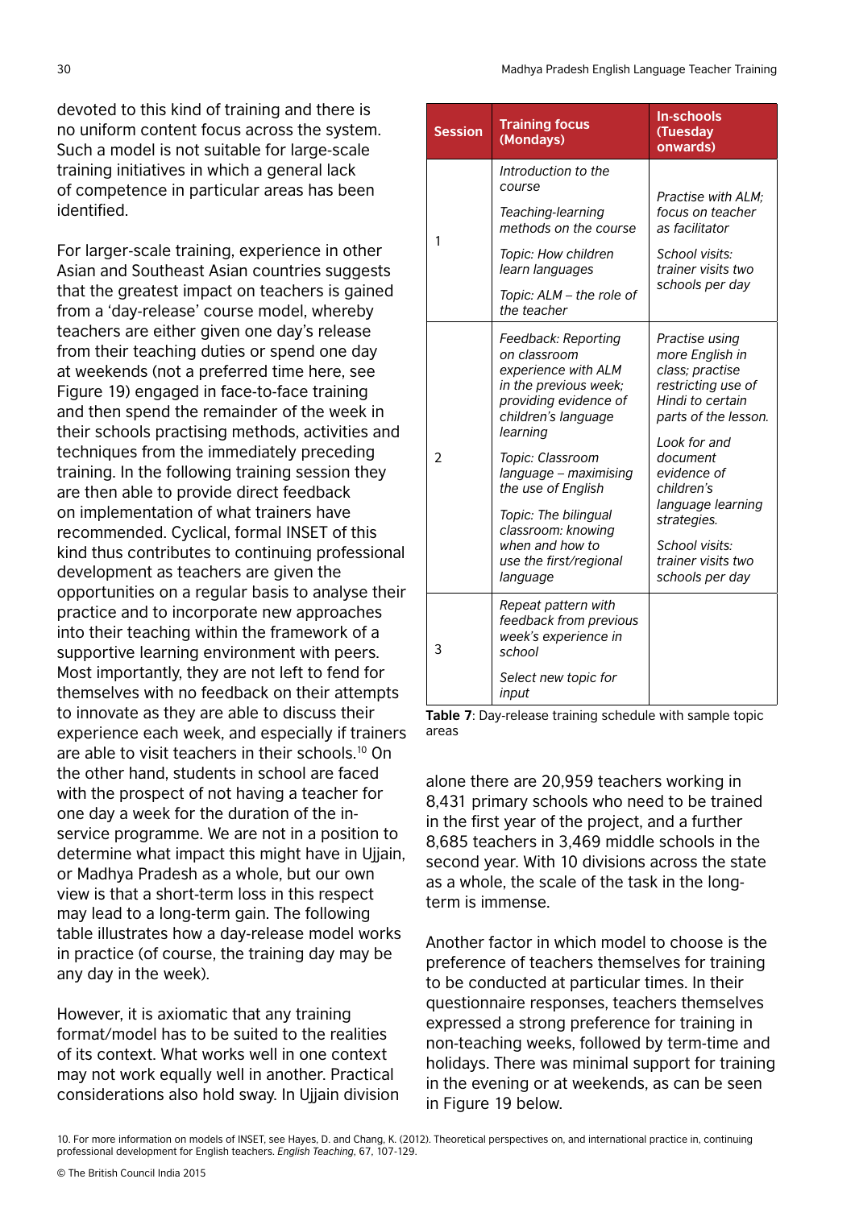devoted to this kind of training and there is no uniform content focus across the system. Such a model is not suitable for large-scale training initiatives in which a general lack of competence in particular areas has been identified.

For larger-scale training, experience in other Asian and Southeast Asian countries suggests that the greatest impact on teachers is gained from a 'day-release' course model, whereby teachers are either given one day's release from their teaching duties or spend one day at weekends (not a preferred time here, see Figure 19) engaged in face-to-face training and then spend the remainder of the week in their schools practising methods, activities and techniques from the immediately preceding training. In the following training session they are then able to provide direct feedback on implementation of what trainers have recommended. Cyclical, formal INSET of this kind thus contributes to continuing professional development as teachers are given the opportunities on a regular basis to analyse their practice and to incorporate new approaches into their teaching within the framework of a supportive learning environment with peers. Most importantly, they are not left to fend for themselves with no feedback on their attempts to innovate as they are able to discuss their experience each week, and especially if trainers are able to visit teachers in their schools.[10] On the other hand, students in school are faced with the prospect of not having a teacher for one day a week for the duration of the in-service programme. We are not in a position to determine what impact this might have in Ujjain, or Madhya Pradesh as a whole, but our own view is that a short-term loss in this respect may lead to a long-term gain. The following table illustrates how a day-release model works in practice (of course, the training day may be any day in the week).

| Session | Training focus (Mondays) | In-schools (Tuesday onwards) |
|---|---|---|
| 1 | *Introduction to the course*<br>*Teaching-learning methods on the course*<br>*Topic: How children learn languages*<br>*Topic: ALM – the role of the teacher* | *Practise with ALM; focus on teacher as facilitator*<br>*School visits: trainer visits two schools per day* |
| 2 | *Feedback: Reporting on classroom experience with ALM in the previous week; providing evidence of children's language learning*<br>*Topic: Classroom language – maximising the use of English*<br>*Topic: The bilingual classroom: knowing when and how to use the first/regional language* | *Practise using more English in class; practise restricting use of Hindi to certain parts of the lesson.*<br>*Look for and document evidence of children's language learning strategies.*<br>*School visits: trainer visits two schools per day* |
| 3 | *Repeat pattern with feedback from previous week's experience in school*<br>*Select new topic for input* | |

**Table 7**: Day-release training schedule with sample topic areas

However, it is axiomatic that any training format/model has to be suited to the realities of its context. What works well in one context may not work equally well in another. Practical considerations also hold sway. In Ujjain division alone there are 20,959 teachers working in 8,431 primary schools who need to be trained in the first year of the project, and a further 8,685 teachers in 3,469 middle schools in the second year. With 10 divisions across the state as a whole, the scale of the task in the long-term is immense.

Another factor in which model to choose is the preference of teachers themselves for training to be conducted at particular times. In their questionnaire responses, teachers themselves expressed a strong preference for training in non-teaching weeks, followed by term-time and holidays. There was minimal support for training in the evening or at weekends, as can be seen in Figure 19 below.

10. For more information on models of INSET, see Hayes, D. and Chang, K. (2012). Theoretical perspectives on, and international practice in, continuing professional development for English teachers. *English Teaching*, 67, 107-129.

© The British Council India 2015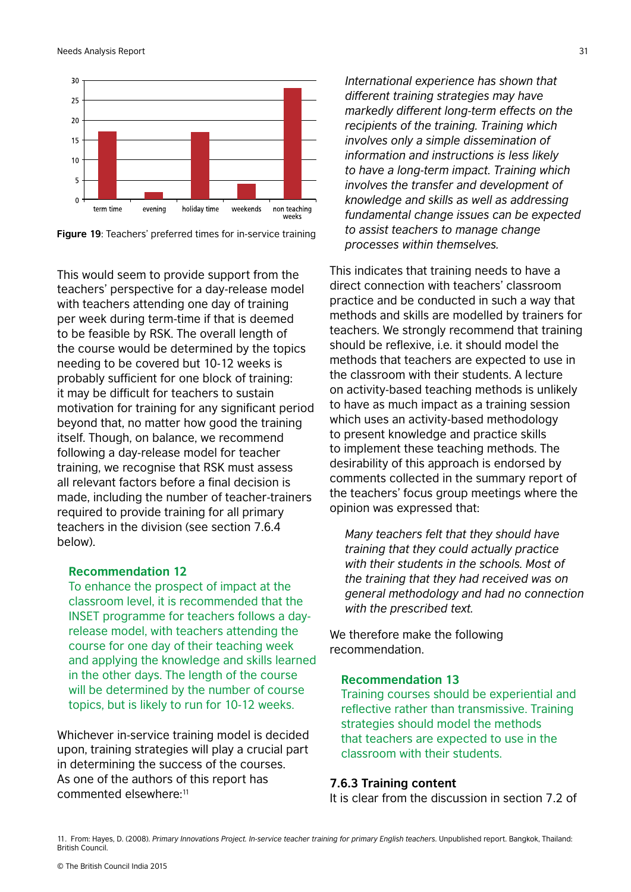Figure 19: Teachers' preferred times for in-service training

This would seem to provide support from the teachers' perspective for a day-release model with teachers attending one day of training per week during term-time if that is deemed to be feasible by RSK. The overall length of the course would be determined by the topics needing to be covered but 10-12 weeks is probably sufficient for one block of training: it may be difficult for teachers to sustain motivation for training for any significant period beyond that, no matter how good the training itself. Though, on balance, we recommend following a day-release model for teacher training, we recognise that RSK must assess all relevant factors before a final decision is made, including the number of teacher-trainers required to provide training for all primary teachers in the division (see section 7.6.4 below).

**Recommendation 12**

To enhance the prospect of impact at the classroom level, it is recommended that the INSET programme for teachers follows a day-release model, with teachers attending the course for one day of their teaching week and applying the knowledge and skills learned in the other days. The length of the course will be determined by the number of course topics, but is likely to run for 10-12 weeks.

Whichever in-service training model is decided upon, training strategies will play a crucial part in determining the success of the courses. As one of the authors of this report has commented elsewhere:[11]

> *International experience has shown that different training strategies may have markedly different long-term effects on the recipients of the training. Training which involves only a simple dissemination of information and instructions is less likely to have a long-term impact. Training which involves the transfer and development of knowledge and skills as well as addressing fundamental change issues can be expected to assist teachers to manage change processes within themselves.*

This indicates that training needs to have a direct connection with teachers' classroom practice and be conducted in such a way that methods and skills are modelled by trainers for teachers. We strongly recommend that training should be reflexive, i.e. it should model the methods that teachers are expected to use in the classroom with their students. A lecture on activity-based teaching methods is unlikely to have as much impact as a training session which uses an activity-based methodology to present knowledge and practice skills to implement these teaching methods. The desirability of this approach is endorsed by comments collected in the summary report of the teachers' focus group meetings where the opinion was expressed that:

> *Many teachers felt that they should have training that they could actually practice with their students in the schools. Most of the training that they had received was on general methodology and had no connection with the prescribed text.*

We therefore make the following recommendation.

**Recommendation 13**

Training courses should be experiential and reflective rather than transmissive. Training strategies should model the methods that teachers are expected to use in the classroom with their students.

### 7.6.3 Training content

It is clear from the discussion in section 7.2 of

11. From: Hayes, D. (2008). *Primary Innovations Project. In-service teacher training for primary English teachers.* Unpublished report. Bangkok, Thailand: British Council.

© The British Council India 2015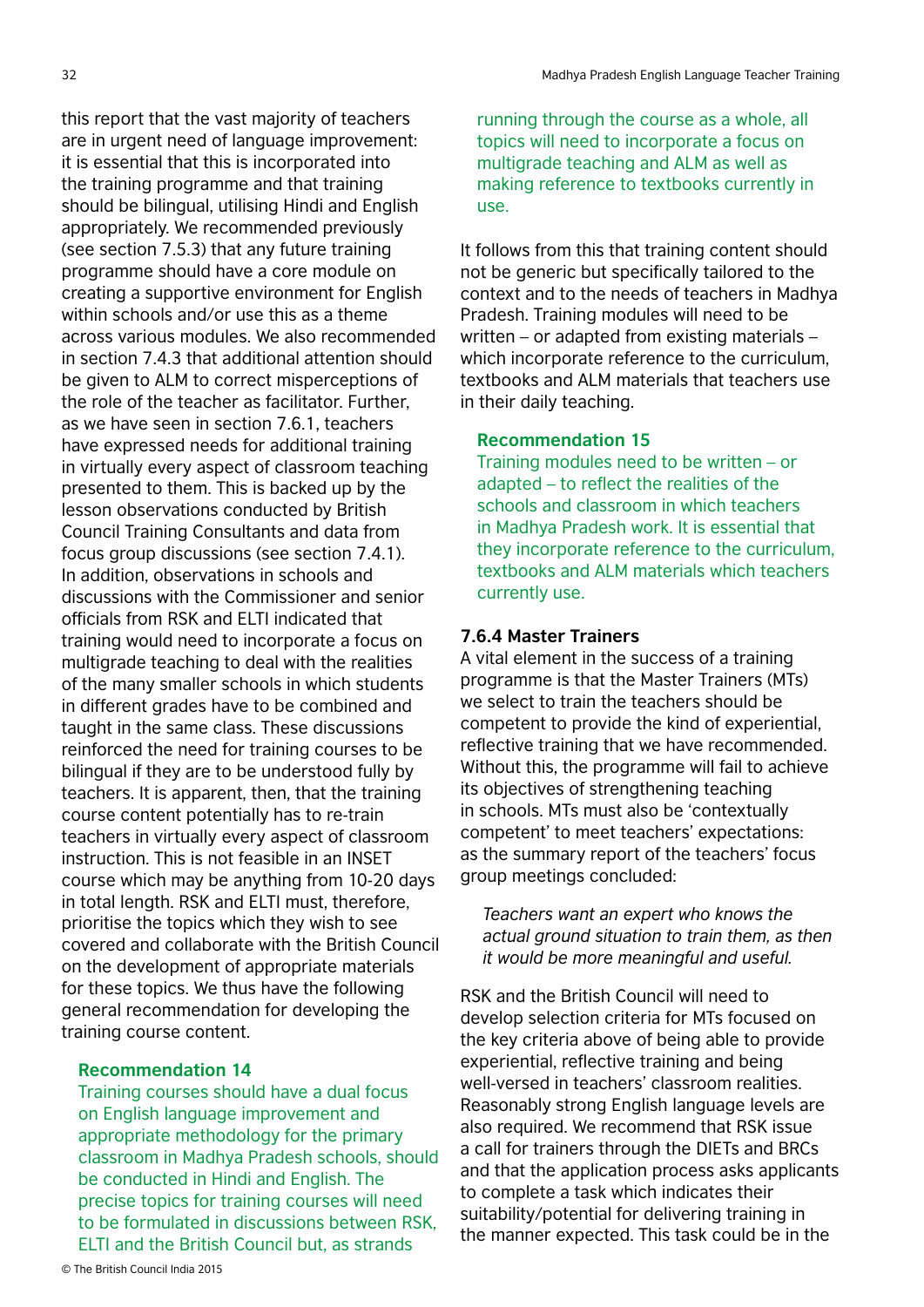this report that the vast majority of teachers are in urgent need of language improvement: it is essential that this is incorporated into the training programme and that training should be bilingual, utilising Hindi and English appropriately. We recommended previously (see section 7.5.3) that any future training programme should have a core module on creating a supportive environment for English within schools and/or use this as a theme across various modules. We also recommended in section 7.4.3 that additional attention should be given to ALM to correct misperceptions of the role of the teacher as facilitator. Further, as we have seen in section 7.6.1, teachers have expressed needs for additional training in virtually every aspect of classroom teaching presented to them. This is backed up by the lesson observations conducted by British Council Training Consultants and data from focus group discussions (see section 7.4.1). In addition, observations in schools and discussions with the Commissioner and senior officials from RSK and ELTI indicated that training would need to incorporate a focus on multigrade teaching to deal with the realities of the many smaller schools in which students in different grades have to be combined and taught in the same class. These discussions reinforced the need for training courses to be bilingual if they are to be understood fully by teachers. It is apparent, then, that the training course content potentially has to re-train teachers in virtually every aspect of classroom instruction. This is not feasible in an INSET course which may be anything from 10-20 days in total length. RSK and ELTI must, therefore, prioritise the topics which they wish to see covered and collaborate with the British Council on the development of appropriate materials for these topics. We thus have the following general recommendation for developing the training course content.

**Recommendation 14**

Training courses should have a dual focus on English language improvement and appropriate methodology for the primary classroom in Madhya Pradesh schools, should be conducted in Hindi and English. The precise topics for training courses will need to be formulated in discussions between RSK, ELTI and the British Council but, as strands running through the course as a whole, all topics will need to incorporate a focus on multigrade teaching and ALM as well as making reference to textbooks currently in use.

It follows from this that training content should not be generic but specifically tailored to the context and to the needs of teachers in Madhya Pradesh. Training modules will need to be written – or adapted from existing materials – which incorporate reference to the curriculum, textbooks and ALM materials that teachers use in their daily teaching.

**Recommendation 15**

Training modules need to be written – or adapted – to reflect the realities of the schools and classroom in which teachers in Madhya Pradesh work. It is essential that they incorporate reference to the curriculum, textbooks and ALM materials which teachers currently use.

### 7.6.4 Master Trainers

A vital element in the success of a training programme is that the Master Trainers (MTs) we select to train the teachers should be competent to provide the kind of experiential, reflective training that we have recommended. Without this, the programme will fail to achieve its objectives of strengthening teaching in schools. MTs must also be 'contextually competent' to meet teachers' expectations: as the summary report of the teachers' focus group meetings concluded:

> *Teachers want an expert who knows the actual ground situation to train them, as then it would be more meaningful and useful.*

RSK and the British Council will need to develop selection criteria for MTs focused on the key criteria above of being able to provide experiential, reflective training and being well-versed in teachers' classroom realities. Reasonably strong English language levels are also required. We recommend that RSK issue a call for trainers through the DIETs and BRCs and that the application process asks applicants to complete a task which indicates their suitability/potential for delivering training in the manner expected. This task could be in the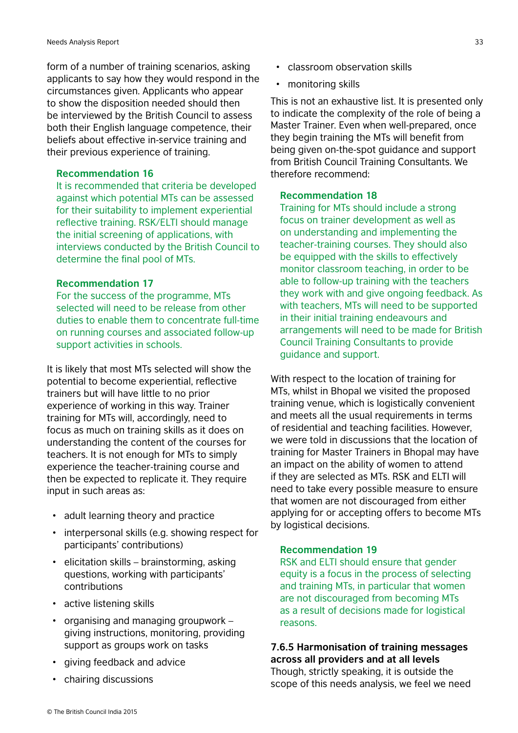form of a number of training scenarios, asking applicants to say how they would respond in the circumstances given. Applicants who appear to show the disposition needed should then be interviewed by the British Council to assess both their English language competence, their beliefs about effective in-service training and their previous experience of training.

**Recommendation 16**

It is recommended that criteria be developed against which potential MTs can be assessed for their suitability to implement experiential reflective training. RSK/ELTI should manage the initial screening of applications, with interviews conducted by the British Council to determine the final pool of MTs.

**Recommendation 17**

For the success of the programme, MTs selected will need to be release from other duties to enable them to concentrate full-time on running courses and associated follow-up support activities in schools.

It is likely that most MTs selected will show the potential to become experiential, reflective trainers but will have little to no prior experience of working in this way. Trainer training for MTs will, accordingly, need to focus as much on training skills as it does on understanding the content of the courses for teachers. It is not enough for MTs to simply experience the teacher-training course and then be expected to replicate it. They require input in such areas as:

- adult learning theory and practice
- interpersonal skills (e.g. showing respect for participants' contributions)
- elicitation skills – brainstorming, asking questions, working with participants' contributions
- active listening skills
- organising and managing groupwork – giving instructions, monitoring, providing support as groups work on tasks
- giving feedback and advice
- chairing discussions
- classroom observation skills
- monitoring skills

This is not an exhaustive list. It is presented only to indicate the complexity of the role of being a Master Trainer. Even when well-prepared, once they begin training the MTs will benefit from being given on-the-spot guidance and support from British Council Training Consultants. We therefore recommend:

**Recommendation 18**

Training for MTs should include a strong focus on trainer development as well as on understanding and implementing the teacher-training courses. They should also be equipped with the skills to effectively monitor classroom teaching, in order to be able to follow-up training with the teachers they work with and give ongoing feedback. As with teachers, MTs will need to be supported in their initial training endeavours and arrangements will need to be made for British Council Training Consultants to provide guidance and support.

With respect to the location of training for MTs, whilst in Bhopal we visited the proposed training venue, which is logistically convenient and meets all the usual requirements in terms of residential and teaching facilities. However, we were told in discussions that the location of training for Master Trainers in Bhopal may have an impact on the ability of women to attend if they are selected as MTs. RSK and ELTI will need to take every possible measure to ensure that women are not discouraged from either applying for or accepting offers to become MTs by logistical decisions.

**Recommendation 19**

RSK and ELTI should ensure that gender equity is a focus in the process of selecting and training MTs, in particular that women are not discouraged from becoming MTs as a result of decisions made for logistical reasons.

### 7.6.5 Harmonisation of training messages across all providers and at all levels

Though, strictly speaking, it is outside the scope of this needs analysis, we feel we need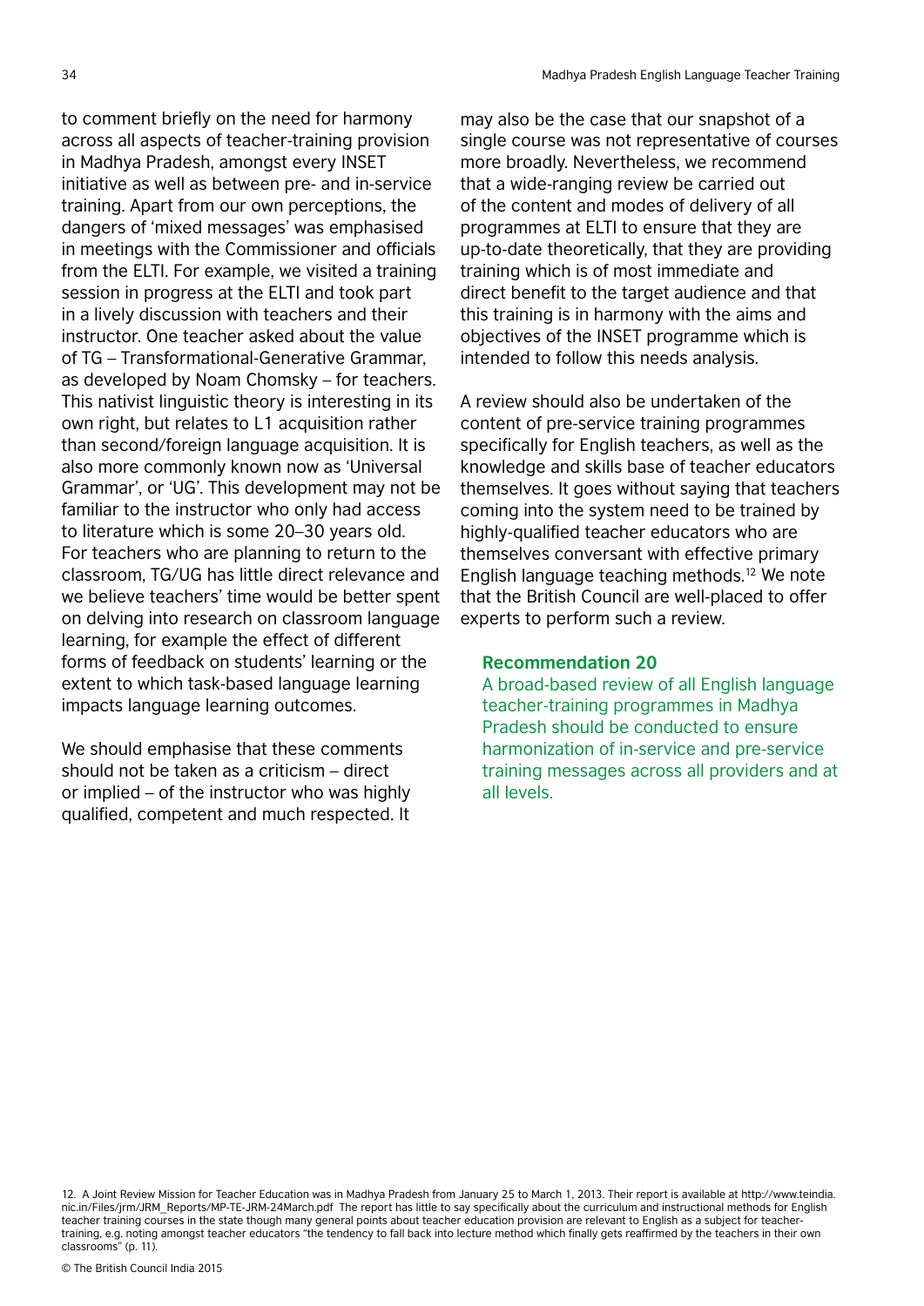to comment briefly on the need for harmony across all aspects of teacher-training provision in Madhya Pradesh, amongst every INSET initiative as well as between pre- and in-service training. Apart from our own perceptions, the dangers of 'mixed messages' was emphasised in meetings with the Commissioner and officials from the ELTI. For example, we visited a training session in progress at the ELTI and took part in a lively discussion with teachers and their instructor. One teacher asked about the value of TG – Transformational-Generative Grammar, as developed by Noam Chomsky – for teachers. This nativist linguistic theory is interesting in its own right, but relates to L1 acquisition rather than second/foreign language acquisition. It is also more commonly known now as 'Universal Grammar', or 'UG'. This development may not be familiar to the instructor who only had access to literature which is some 20–30 years old. For teachers who are planning to return to the classroom, TG/UG has little direct relevance and we believe teachers' time would be better spent on delving into research on classroom language learning, for example the effect of different forms of feedback on students' learning or the extent to which task-based language learning impacts language learning outcomes.

We should emphasise that these comments should not be taken as a criticism – direct or implied – of the instructor who was highly qualified, competent and much respected. It may also be the case that our snapshot of a single course was not representative of courses more broadly. Nevertheless, we recommend that a wide-ranging review be carried out of the content and modes of delivery of all programmes at ELTI to ensure that they are up-to-date theoretically, that they are providing training which is of most immediate and direct benefit to the target audience and that this training is in harmony with the aims and objectives of the INSET programme which is intended to follow this needs analysis.

A review should also be undertaken of the content of pre-service training programmes specifically for English teachers, as well as the knowledge and skills base of teacher educators themselves. It goes without saying that teachers coming into the system need to be trained by highly-qualified teacher educators who are themselves conversant with effective primary English language teaching methods.[12] We note that the British Council are well-placed to offer experts to perform such a review.

**Recommendation 20**

A broad-based review of all English language teacher-training programmes in Madhya Pradesh should be conducted to ensure harmonization of in-service and pre-service training messages across all providers and at all levels.

12. A Joint Review Mission for Teacher Education was in Madhya Pradesh from January 25 to March 1, 2013. Their report is available at http://www.teindia.nic.in/Files/jrm/JRM_Reports/MP-TE-JRM-24March.pdf The report has little to say specifically about the curriculum and instructional methods for English teacher training courses in the state though many general points about teacher education provision are relevant to English as a subject for teacher-training, e.g. noting amongst teacher educators "the tendency to fall back into lecture method which finally gets reaffirmed by the teachers in their own classrooms" (p. 11).

© The British Council India 2015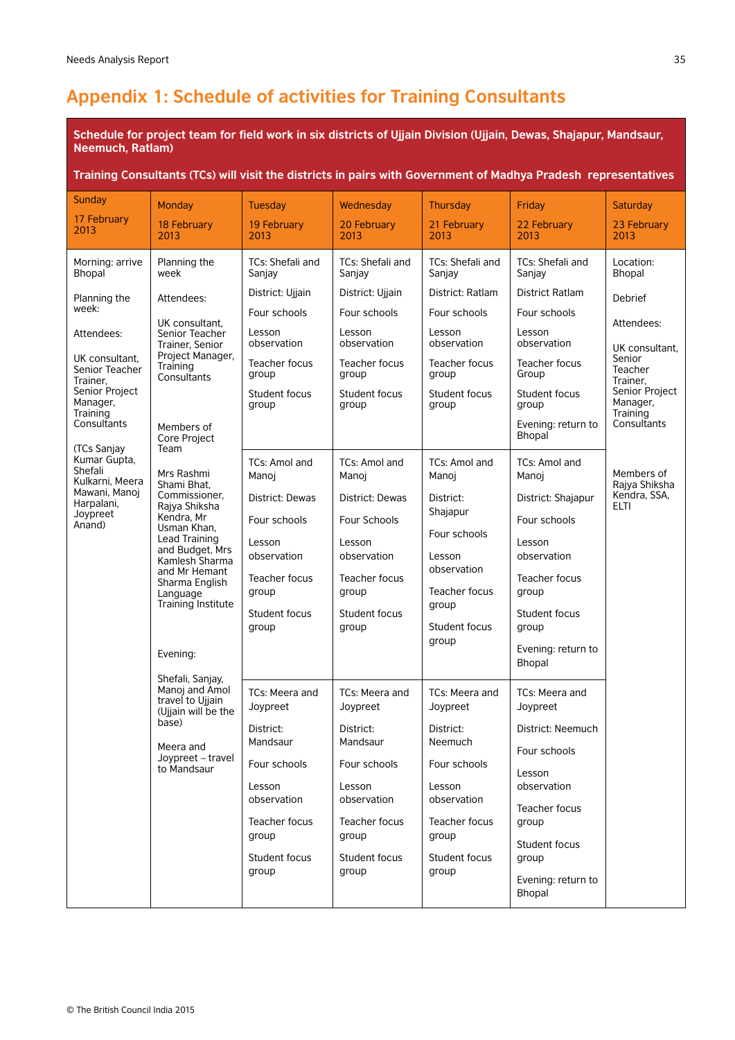# Appendix 1: Schedule of activities for Training Consultants

**Schedule for project team for field work in six districts of Ujjain Division (Ujjain, Dewas, Shajapur, Mandsaur, Neemuch, Ratlam)**

**Training Consultants (TCs) will visit the districts in pairs with Government of Madhya Pradesh representatives**

| Sunday 17 February 2013 | Monday 18 February 2013 | Tuesday 19 February 2013 | Wednesday 20 February 2013 | Thursday 21 February 2013 | Friday 22 February 2013 | Saturday 23 February 2013 |
|---|---|---|---|---|---|---|
| Morning: arrive Bhopal<br><br>Planning the week:<br><br>Attendees:<br><br>UK consultant, Senior Teacher Trainer, Senior Project Manager, Training Consultants<br><br>(TCs Sanjay Kumar Gupta, Shefali Kulkarni, Meera Mawani, Manoj Harpalani, Joypreet Anand) | Planning the week<br><br>Attendees:<br><br>UK consultant, Senior Teacher Trainer, Senior Project Manager, Training Consultants<br><br>Members of Core Project Team<br><br>Mrs Rashmi Shami Bhat, Commissioner, Rajya Shiksha Kendra, Mr Usman Khan, Lead Training and Budget, Mrs Kamlesh Sharma and Mr Hemant Sharma English Language Training Institute<br><br>Evening:<br><br>Shefali, Sanjay, Manoj and Amol travel to Ujjain (Ujjain will be the base)<br><br>Meera and Joypreet – travel to Mandsaur | TCs: Shefali and Sanjay<br><br>District: Ujjain<br><br>Four schools<br><br>Lesson observation<br><br>Teacher focus group<br><br>Student focus group | TCs: Shefali and Sanjay<br><br>District: Ujjain<br><br>Four schools<br><br>Lesson observation<br><br>Teacher focus group<br><br>Student focus group | TCs: Shefali and Sanjay<br><br>District: Ratlam<br><br>Four schools<br><br>Lesson observation<br><br>Teacher focus group<br><br>Student focus group | TCs: Shefali and Sanjay<br><br>District Ratlam<br><br>Four schools<br><br>Lesson observation<br><br>Teacher focus Group<br><br>Student focus group<br><br>Evening: return to Bhopal | Location: Bhopal<br><br>Debrief<br><br>Attendees:<br><br>UK consultant, Senior Teacher Trainer, Senior Project Manager, Training Consultants<br><br>Members of Rajya Shiksha Kendra, SSA, ELTI |
| | | TCs: Amol and Manoj<br><br>District: Dewas<br><br>Four schools<br><br>Lesson observation<br><br>Teacher focus group<br><br>Student focus group | TCs: Amol and Manoj<br><br>District: Dewas<br><br>Four Schools<br><br>Lesson observation<br><br>Teacher focus group<br><br>Student focus group | TCs: Amol and Manoj<br><br>District: Shajapur<br><br>Four schools<br><br>Lesson observation<br><br>Teacher focus group<br><br>Student focus group | TCs: Amol and Manoj<br><br>District: Shajapur<br><br>Four schools<br><br>Lesson observation<br><br>Teacher focus group<br><br>Student focus group<br><br>Evening: return to Bhopal | |
| | | TCs: Meera and Joypreet<br><br>District: Mandsaur<br><br>Four schools<br><br>Lesson observation<br><br>Teacher focus group<br><br>Student focus group | TCs: Meera and Joypreet<br><br>District: Mandsaur<br><br>Four schools<br><br>Lesson observation<br><br>Teacher focus group<br><br>Student focus group | TCs: Meera and Joypreet<br><br>District: Neemuch<br><br>Four schools<br><br>Lesson observation<br><br>Teacher focus group<br><br>Student focus group | TCs: Meera and Joypreet<br><br>District: Neemuch<br><br>Four schools<br><br>Lesson observation<br><br>Teacher focus group<br><br>Student focus group<br><br>Evening: return to Bhopal | |

© The British Council India 2015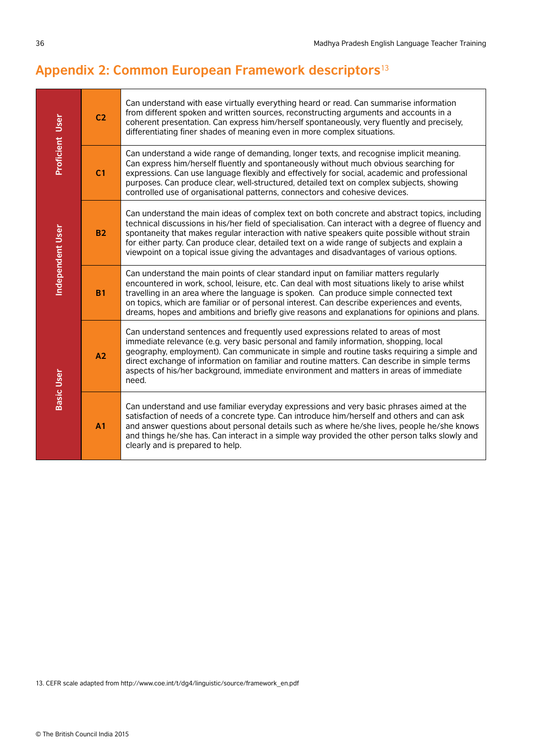## Appendix 2: Common European Framework descriptors[13]

| | | |
|---|---|---|
| Proficient User | C2 | Can understand with ease virtually everything heard or read. Can summarise information from different spoken and written sources, reconstructing arguments and accounts in a coherent presentation. Can express him/herself spontaneously, very fluently and precisely, differentiating finer shades of meaning even in more complex situations. |
| | C1 | Can understand a wide range of demanding, longer texts, and recognise implicit meaning. Can express him/herself fluently and spontaneously without much obvious searching for expressions. Can use language flexibly and effectively for social, academic and professional purposes. Can produce clear, well-structured, detailed text on complex subjects, showing controlled use of organisational patterns, connectors and cohesive devices. |
| Independent User | B2 | Can understand the main ideas of complex text on both concrete and abstract topics, including technical discussions in his/her field of specialisation. Can interact with a degree of fluency and spontaneity that makes regular interaction with native speakers quite possible without strain for either party. Can produce clear, detailed text on a wide range of subjects and explain a viewpoint on a topical issue giving the advantages and disadvantages of various options. |
| | B1 | Can understand the main points of clear standard input on familiar matters regularly encountered in work, school, leisure, etc. Can deal with most situations likely to arise whilst travelling in an area where the language is spoken. Can produce simple connected text on topics, which are familiar or of personal interest. Can describe experiences and events, dreams, hopes and ambitions and briefly give reasons and explanations for opinions and plans. |
| Basic User | A2 | Can understand sentences and frequently used expressions related to areas of most immediate relevance (e.g. very basic personal and family information, shopping, local geography, employment). Can communicate in simple and routine tasks requiring a simple and direct exchange of information on familiar and routine matters. Can describe in simple terms aspects of his/her background, immediate environment and matters in areas of immediate need. |
| | A1 | Can understand and use familiar everyday expressions and very basic phrases aimed at the satisfaction of needs of a concrete type. Can introduce him/herself and others and can ask and answer questions about personal details such as where he/she lives, people he/she knows and things he/she has. Can interact in a simple way provided the other person talks slowly and clearly and is prepared to help. |

13. CEFR scale adapted from http://www.coe.int/t/dg4/linguistic/source/framework_en.pdf

© The British Council India 2015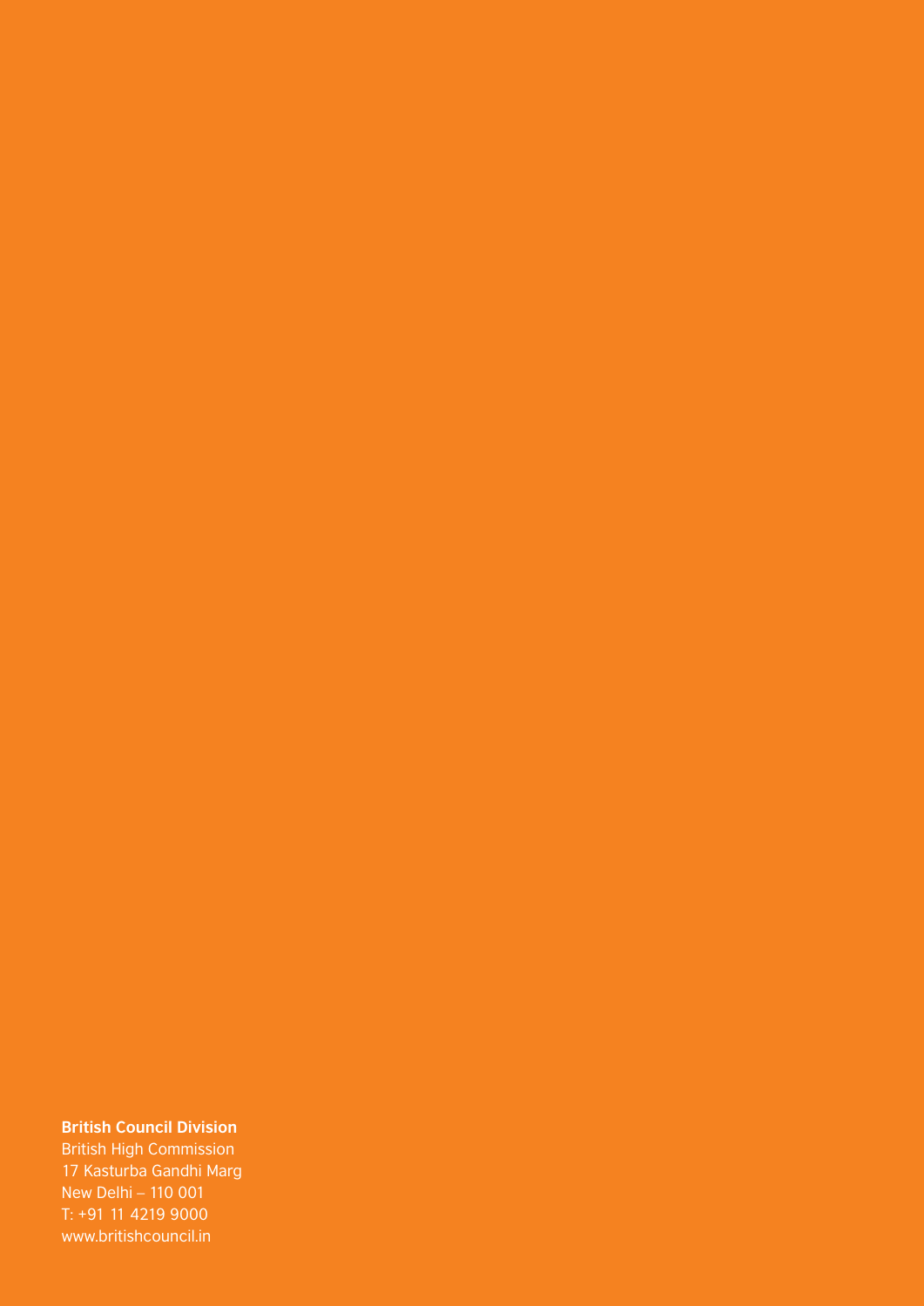**British Council Division**
British High Commission
17 Kasturba Gandhi Marg
New Delhi – 110 001
T: +91 11 4219 9000
www.britishcouncil.in